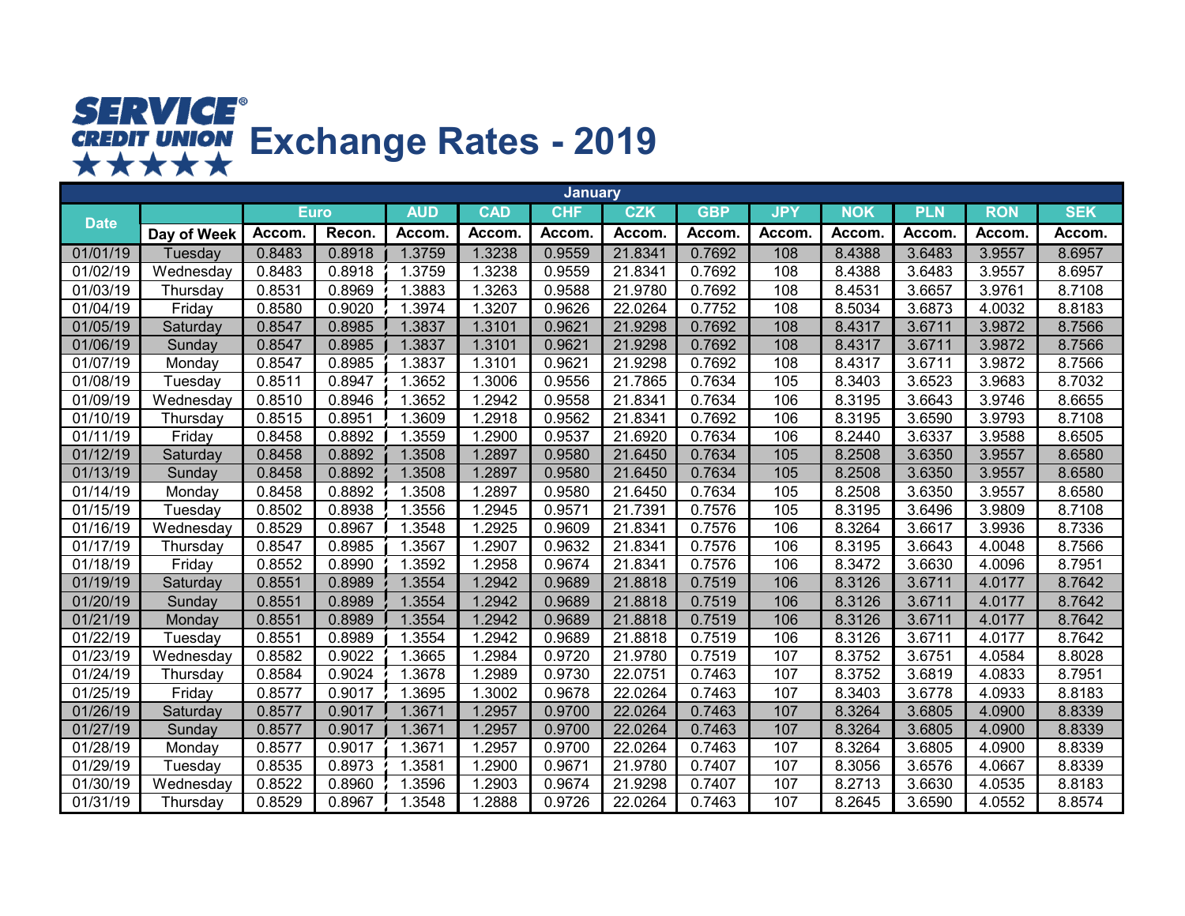# SERVICE CREDIT UNION Exchange Rates - 2019

| January | | | | | | | | | | | | | |
|---|---|---|---|---|---|---|---|---|---|---|---|---|---|
| Date | | Euro | | AUD | CAD | CHF | CZK | GBP | JPY | NOK | PLN | RON | SEK |
| | Day of Week | Accom. | Recon. | Accom. | Accom. | Accom. | Accom. | Accom. | Accom. | Accom. | Accom. | Accom. | Accom. |
| 01/01/19 | Tuesday | 0.8483 | 0.8918 | 1.3759 | 1.3238 | 0.9559 | 21.8341 | 0.7692 | 108 | 8.4388 | 3.6483 | 3.9557 | 8.6957 |
| 01/02/19 | Wednesday | 0.8483 | 0.8918 | 1.3759 | 1.3238 | 0.9559 | 21.8341 | 0.7692 | 108 | 8.4388 | 3.6483 | 3.9557 | 8.6957 |
| 01/03/19 | Thursday | 0.8531 | 0.8969 | 1.3883 | 1.3263 | 0.9588 | 21.9780 | 0.7692 | 108 | 8.4531 | 3.6657 | 3.9761 | 8.7108 |
| 01/04/19 | Friday | 0.8580 | 0.9020 | 1.3974 | 1.3207 | 0.9626 | 22.0264 | 0.7752 | 108 | 8.5034 | 3.6873 | 4.0032 | 8.8183 |
| 01/05/19 | Saturday | 0.8547 | 0.8985 | 1.3837 | 1.3101 | 0.9621 | 21.9298 | 0.7692 | 108 | 8.4317 | 3.6711 | 3.9872 | 8.7566 |
| 01/06/19 | Sunday | 0.8547 | 0.8985 | 1.3837 | 1.3101 | 0.9621 | 21.9298 | 0.7692 | 108 | 8.4317 | 3.6711 | 3.9872 | 8.7566 |
| 01/07/19 | Monday | 0.8547 | 0.8985 | 1.3837 | 1.3101 | 0.9621 | 21.9298 | 0.7692 | 108 | 8.4317 | 3.6711 | 3.9872 | 8.7566 |
| 01/08/19 | Tuesday | 0.8511 | 0.8947 | 1.3652 | 1.3006 | 0.9556 | 21.7865 | 0.7634 | 105 | 8.3403 | 3.6523 | 3.9683 | 8.7032 |
| 01/09/19 | Wednesday | 0.8510 | 0.8946 | 1.3652 | 1.2942 | 0.9558 | 21.8341 | 0.7634 | 106 | 8.3195 | 3.6643 | 3.9746 | 8.6655 |
| 01/10/19 | Thursday | 0.8515 | 0.8951 | 1.3609 | 1.2918 | 0.9562 | 21.8341 | 0.7692 | 106 | 8.3195 | 3.6590 | 3.9793 | 8.7108 |
| 01/11/19 | Friday | 0.8458 | 0.8892 | 1.3559 | 1.2900 | 0.9537 | 21.6920 | 0.7634 | 106 | 8.2440 | 3.6337 | 3.9588 | 8.6505 |
| 01/12/19 | Saturday | 0.8458 | 0.8892 | 1.3508 | 1.2897 | 0.9580 | 21.6450 | 0.7634 | 105 | 8.2508 | 3.6350 | 3.9557 | 8.6580 |
| 01/13/19 | Sunday | 0.8458 | 0.8892 | 1.3508 | 1.2897 | 0.9580 | 21.6450 | 0.7634 | 105 | 8.2508 | 3.6350 | 3.9557 | 8.6580 |
| 01/14/19 | Monday | 0.8458 | 0.8892 | 1.3508 | 1.2897 | 0.9580 | 21.6450 | 0.7634 | 105 | 8.2508 | 3.6350 | 3.9557 | 8.6580 |
| 01/15/19 | Tuesday | 0.8502 | 0.8938 | 1.3556 | 1.2945 | 0.9571 | 21.7391 | 0.7576 | 105 | 8.3195 | 3.6496 | 3.9809 | 8.7108 |
| 01/16/19 | Wednesday | 0.8529 | 0.8967 | 1.3548 | 1.2925 | 0.9609 | 21.8341 | 0.7576 | 106 | 8.3264 | 3.6617 | 3.9936 | 8.7336 |
| 01/17/19 | Thursday | 0.8547 | 0.8985 | 1.3567 | 1.2907 | 0.9632 | 21.8341 | 0.7576 | 106 | 8.3195 | 3.6643 | 4.0048 | 8.7566 |
| 01/18/19 | Friday | 0.8552 | 0.8990 | 1.3592 | 1.2958 | 0.9674 | 21.8341 | 0.7576 | 106 | 8.3472 | 3.6630 | 4.0096 | 8.7951 |
| 01/19/19 | Saturday | 0.8551 | 0.8989 | 1.3554 | 1.2942 | 0.9689 | 21.8818 | 0.7519 | 106 | 8.3126 | 3.6711 | 4.0177 | 8.7642 |
| 01/20/19 | Sunday | 0.8551 | 0.8989 | 1.3554 | 1.2942 | 0.9689 | 21.8818 | 0.7519 | 106 | 8.3126 | 3.6711 | 4.0177 | 8.7642 |
| 01/21/19 | Monday | 0.8551 | 0.8989 | 1.3554 | 1.2942 | 0.9689 | 21.8818 | 0.7519 | 106 | 8.3126 | 3.6711 | 4.0177 | 8.7642 |
| 01/22/19 | Tuesday | 0.8551 | 0.8989 | 1.3554 | 1.2942 | 0.9689 | 21.8818 | 0.7519 | 106 | 8.3126 | 3.6711 | 4.0177 | 8.7642 |
| 01/23/19 | Wednesday | 0.8582 | 0.9022 | 1.3665 | 1.2984 | 0.9720 | 21.9780 | 0.7519 | 107 | 8.3752 | 3.6751 | 4.0584 | 8.8028 |
| 01/24/19 | Thursday | 0.8584 | 0.9024 | 1.3678 | 1.2989 | 0.9730 | 22.0751 | 0.7463 | 107 | 8.3752 | 3.6819 | 4.0833 | 8.7951 |
| 01/25/19 | Friday | 0.8577 | 0.9017 | 1.3695 | 1.3002 | 0.9678 | 22.0264 | 0.7463 | 107 | 8.3403 | 3.6778 | 4.0933 | 8.8183 |
| 01/26/19 | Saturday | 0.8577 | 0.9017 | 1.3671 | 1.2957 | 0.9700 | 22.0264 | 0.7463 | 107 | 8.3264 | 3.6805 | 4.0900 | 8.8339 |
| 01/27/19 | Sunday | 0.8577 | 0.9017 | 1.3671 | 1.2957 | 0.9700 | 22.0264 | 0.7463 | 107 | 8.3264 | 3.6805 | 4.0900 | 8.8339 |
| 01/28/19 | Monday | 0.8577 | 0.9017 | 1.3671 | 1.2957 | 0.9700 | 22.0264 | 0.7463 | 107 | 8.3264 | 3.6805 | 4.0900 | 8.8339 |
| 01/29/19 | Tuesday | 0.8535 | 0.8973 | 1.3581 | 1.2900 | 0.9671 | 21.9780 | 0.7407 | 107 | 8.3056 | 3.6576 | 4.0667 | 8.8339 |
| 01/30/19 | Wednesday | 0.8522 | 0.8960 | 1.3596 | 1.2903 | 0.9674 | 21.9298 | 0.7407 | 107 | 8.2713 | 3.6630 | 4.0535 | 8.8183 |
| 01/31/19 | Thursday | 0.8529 | 0.8967 | 1.3548 | 1.2888 | 0.9726 | 22.0264 | 0.7463 | 107 | 8.2645 | 3.6590 | 4.0552 | 8.8574 |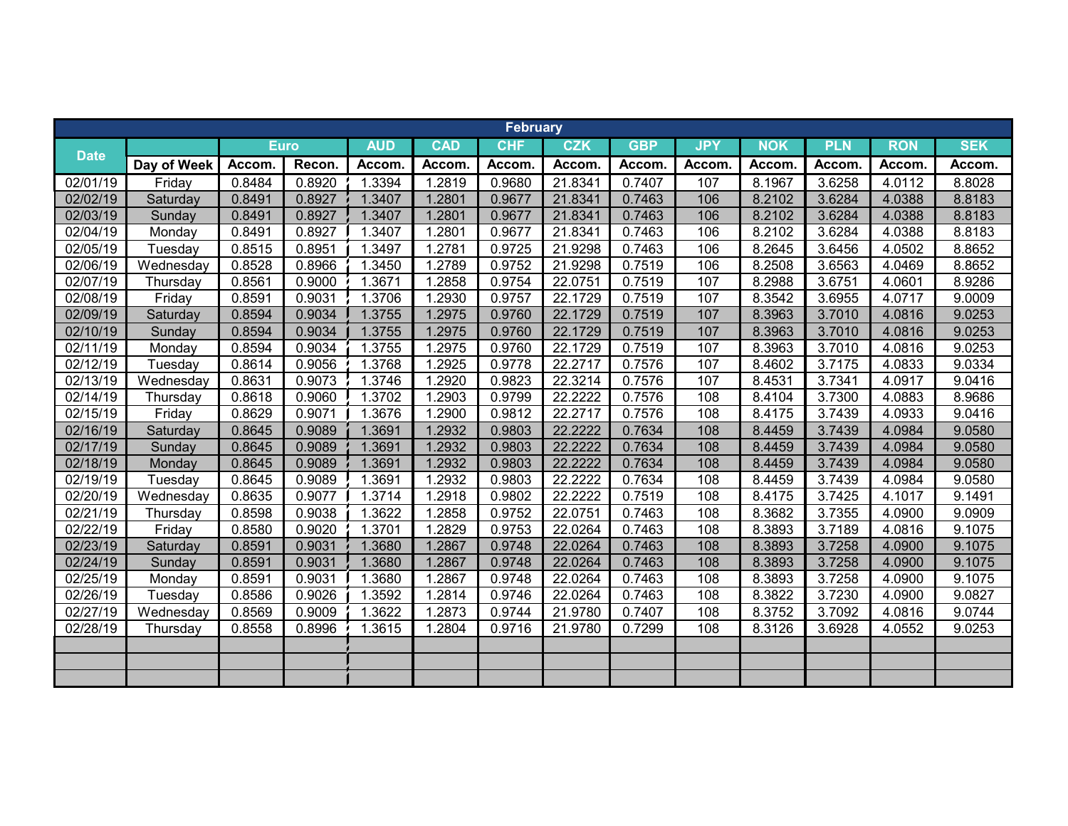| February | | | | | | | | | | | | | |
|---|---|---|---|---|---|---|---|---|---|---|---|---|---|
| Date | | Euro | | AUD | CAD | CHF | CZK | GBP | JPY | NOK | PLN | RON | SEK |
| | Day of Week | Accom. | Recon. | Accom. | Accom. | Accom. | Accom. | Accom. | Accom. | Accom. | Accom. | Accom. | Accom. |
| 02/01/19 | Friday | 0.8484 | 0.8920 | 1.3394 | 1.2819 | 0.9680 | 21.8341 | 0.7407 | 107 | 8.1967 | 3.6258 | 4.0112 | 8.8028 |
| 02/02/19 | Saturday | 0.8491 | 0.8927 | 1.3407 | 1.2801 | 0.9677 | 21.8341 | 0.7463 | 106 | 8.2102 | 3.6284 | 4.0388 | 8.8183 |
| 02/03/19 | Sunday | 0.8491 | 0.8927 | 1.3407 | 1.2801 | 0.9677 | 21.8341 | 0.7463 | 106 | 8.2102 | 3.6284 | 4.0388 | 8.8183 |
| 02/04/19 | Monday | 0.8491 | 0.8927 | 1.3407 | 1.2801 | 0.9677 | 21.8341 | 0.7463 | 106 | 8.2102 | 3.6284 | 4.0388 | 8.8183 |
| 02/05/19 | Tuesday | 0.8515 | 0.8951 | 1.3497 | 1.2781 | 0.9725 | 21.9298 | 0.7463 | 106 | 8.2645 | 3.6456 | 4.0502 | 8.8652 |
| 02/06/19 | Wednesday | 0.8528 | 0.8966 | 1.3450 | 1.2789 | 0.9752 | 21.9298 | 0.7519 | 106 | 8.2508 | 3.6563 | 4.0469 | 8.8652 |
| 02/07/19 | Thursday | 0.8561 | 0.9000 | 1.3671 | 1.2858 | 0.9754 | 22.0751 | 0.7519 | 107 | 8.2988 | 3.6751 | 4.0601 | 8.9286 |
| 02/08/19 | Friday | 0.8591 | 0.9031 | 1.3706 | 1.2930 | 0.9757 | 22.1729 | 0.7519 | 107 | 8.3542 | 3.6955 | 4.0717 | 9.0009 |
| 02/09/19 | Saturday | 0.8594 | 0.9034 | 1.3755 | 1.2975 | 0.9760 | 22.1729 | 0.7519 | 107 | 8.3963 | 3.7010 | 4.0816 | 9.0253 |
| 02/10/19 | Sunday | 0.8594 | 0.9034 | 1.3755 | 1.2975 | 0.9760 | 22.1729 | 0.7519 | 107 | 8.3963 | 3.7010 | 4.0816 | 9.0253 |
| 02/11/19 | Monday | 0.8594 | 0.9034 | 1.3755 | 1.2975 | 0.9760 | 22.1729 | 0.7519 | 107 | 8.3963 | 3.7010 | 4.0816 | 9.0253 |
| 02/12/19 | Tuesday | 0.8614 | 0.9056 | 1.3768 | 1.2925 | 0.9778 | 22.2717 | 0.7576 | 107 | 8.4602 | 3.7175 | 4.0833 | 9.0334 |
| 02/13/19 | Wednesday | 0.8631 | 0.9073 | 1.3746 | 1.2920 | 0.9823 | 22.3214 | 0.7576 | 107 | 8.4531 | 3.7341 | 4.0917 | 9.0416 |
| 02/14/19 | Thursday | 0.8618 | 0.9060 | 1.3702 | 1.2903 | 0.9799 | 22.2222 | 0.7576 | 108 | 8.4104 | 3.7300 | 4.0883 | 8.9686 |
| 02/15/19 | Friday | 0.8629 | 0.9071 | 1.3676 | 1.2900 | 0.9812 | 22.2717 | 0.7576 | 108 | 8.4175 | 3.7439 | 4.0933 | 9.0416 |
| 02/16/19 | Saturday | 0.8645 | 0.9089 | 1.3691 | 1.2932 | 0.9803 | 22.2222 | 0.7634 | 108 | 8.4459 | 3.7439 | 4.0984 | 9.0580 |
| 02/17/19 | Sunday | 0.8645 | 0.9089 | 1.3691 | 1.2932 | 0.9803 | 22.2222 | 0.7634 | 108 | 8.4459 | 3.7439 | 4.0984 | 9.0580 |
| 02/18/19 | Monday | 0.8645 | 0.9089 | 1.3691 | 1.2932 | 0.9803 | 22.2222 | 0.7634 | 108 | 8.4459 | 3.7439 | 4.0984 | 9.0580 |
| 02/19/19 | Tuesday | 0.8645 | 0.9089 | 1.3691 | 1.2932 | 0.9803 | 22.2222 | 0.7634 | 108 | 8.4459 | 3.7439 | 4.0984 | 9.0580 |
| 02/20/19 | Wednesday | 0.8635 | 0.9077 | 1.3714 | 1.2918 | 0.9802 | 22.2222 | 0.7519 | 108 | 8.4175 | 3.7425 | 4.1017 | 9.1491 |
| 02/21/19 | Thursday | 0.8598 | 0.9038 | 1.3622 | 1.2858 | 0.9752 | 22.0751 | 0.7463 | 108 | 8.3682 | 3.7355 | 4.0900 | 9.0909 |
| 02/22/19 | Friday | 0.8580 | 0.9020 | 1.3701 | 1.2829 | 0.9753 | 22.0264 | 0.7463 | 108 | 8.3893 | 3.7189 | 4.0816 | 9.1075 |
| 02/23/19 | Saturday | 0.8591 | 0.9031 | 1.3680 | 1.2867 | 0.9748 | 22.0264 | 0.7463 | 108 | 8.3893 | 3.7258 | 4.0900 | 9.1075 |
| 02/24/19 | Sunday | 0.8591 | 0.9031 | 1.3680 | 1.2867 | 0.9748 | 22.0264 | 0.7463 | 108 | 8.3893 | 3.7258 | 4.0900 | 9.1075 |
| 02/25/19 | Monday | 0.8591 | 0.9031 | 1.3680 | 1.2867 | 0.9748 | 22.0264 | 0.7463 | 108 | 8.3893 | 3.7258 | 4.0900 | 9.1075 |
| 02/26/19 | Tuesday | 0.8586 | 0.9026 | 1.3592 | 1.2814 | 0.9746 | 22.0264 | 0.7463 | 108 | 8.3822 | 3.7230 | 4.0900 | 9.0827 |
| 02/27/19 | Wednesday | 0.8569 | 0.9009 | 1.3622 | 1.2873 | 0.9744 | 21.9780 | 0.7407 | 108 | 8.3752 | 3.7092 | 4.0816 | 9.0744 |
| 02/28/19 | Thursday | 0.8558 | 0.8996 | 1.3615 | 1.2804 | 0.9716 | 21.9780 | 0.7299 | 108 | 8.3126 | 3.6928 | 4.0552 | 9.0253 |
| | | | | | | | | | | | | | |
| | | | | | | | | | | | | | |
| | | | | | | | | | | | | | |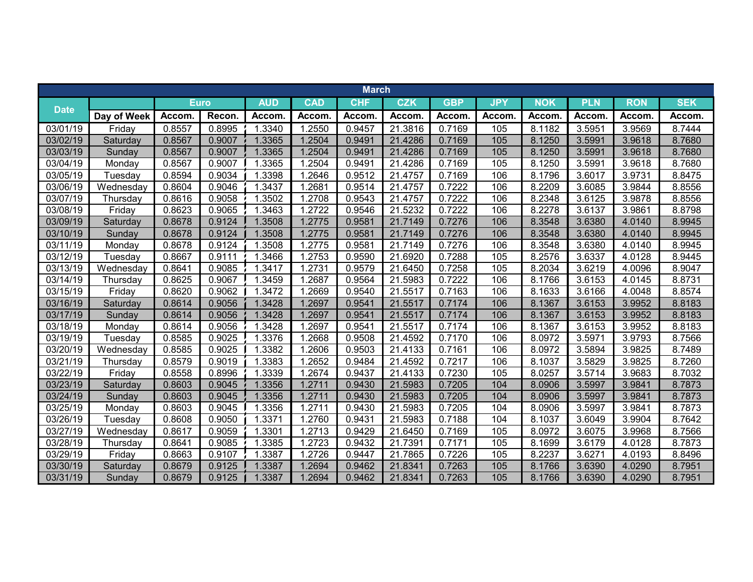| March | | | | | | | | | | | | | | |
|---|---|---|---|---|---|---|---|---|---|---|---|---|---|---|
| Date | | Euro | | AUD | CAD | CHF | CZK | GBP | JPY | NOK | PLN | RON | SEK |
| | Day of Week | Accom. | Recon. | Accom. | Accom. | Accom. | Accom. | Accom. | Accom. | Accom. | Accom. | Accom. | Accom. |
| 03/01/19 | Friday | 0.8557 | 0.8995 | 1.3340 | 1.2550 | 0.9457 | 21.3816 | 0.7169 | 105 | 8.1182 | 3.5951 | 3.9569 | 8.7444 |
| 03/02/19 | Saturday | 0.8567 | 0.9007 | 1.3365 | 1.2504 | 0.9491 | 21.4286 | 0.7169 | 105 | 8.1250 | 3.5991 | 3.9618 | 8.7680 |
| 03/03/19 | Sunday | 0.8567 | 0.9007 | 1.3365 | 1.2504 | 0.9491 | 21.4286 | 0.7169 | 105 | 8.1250 | 3.5991 | 3.9618 | 8.7680 |
| 03/04/19 | Monday | 0.8567 | 0.9007 | 1.3365 | 1.2504 | 0.9491 | 21.4286 | 0.7169 | 105 | 8.1250 | 3.5991 | 3.9618 | 8.7680 |
| 03/05/19 | Tuesday | 0.8594 | 0.9034 | 1.3398 | 1.2646 | 0.9512 | 21.4757 | 0.7169 | 106 | 8.1796 | 3.6017 | 3.9731 | 8.8475 |
| 03/06/19 | Wednesday | 0.8604 | 0.9046 | 1.3437 | 1.2681 | 0.9514 | 21.4757 | 0.7222 | 106 | 8.2209 | 3.6085 | 3.9844 | 8.8556 |
| 03/07/19 | Thursday | 0.8616 | 0.9058 | 1.3502 | 1.2708 | 0.9543 | 21.4757 | 0.7222 | 106 | 8.2348 | 3.6125 | 3.9878 | 8.8556 |
| 03/08/19 | Friday | 0.8623 | 0.9065 | 1.3463 | 1.2722 | 0.9546 | 21.5232 | 0.7222 | 106 | 8.2278 | 3.6137 | 3.9861 | 8.8798 |
| 03/09/19 | Saturday | 0.8678 | 0.9124 | 1.3508 | 1.2775 | 0.9581 | 21.7149 | 0.7276 | 106 | 8.3548 | 3.6380 | 4.0140 | 8.9945 |
| 03/10/19 | Sunday | 0.8678 | 0.9124 | 1.3508 | 1.2775 | 0.9581 | 21.7149 | 0.7276 | 106 | 8.3548 | 3.6380 | 4.0140 | 8.9945 |
| 03/11/19 | Monday | 0.8678 | 0.9124 | 1.3508 | 1.2775 | 0.9581 | 21.7149 | 0.7276 | 106 | 8.3548 | 3.6380 | 4.0140 | 8.9945 |
| 03/12/19 | Tuesday | 0.8667 | 0.9111 | 1.3466 | 1.2753 | 0.9590 | 21.6920 | 0.7288 | 105 | 8.2576 | 3.6337 | 4.0128 | 8.9445 |
| 03/13/19 | Wednesday | 0.8641 | 0.9085 | 1.3417 | 1.2731 | 0.9579 | 21.6450 | 0.7258 | 105 | 8.2034 | 3.6219 | 4.0096 | 8.9047 |
| 03/14/19 | Thursday | 0.8625 | 0.9067 | 1.3459 | 1.2687 | 0.9564 | 21.5983 | 0.7222 | 106 | 8.1766 | 3.6153 | 4.0145 | 8.8731 |
| 03/15/19 | Friday | 0.8620 | 0.9062 | 1.3472 | 1.2669 | 0.9540 | 21.5517 | 0.7163 | 106 | 8.1633 | 3.6166 | 4.0048 | 8.8574 |
| 03/16/19 | Saturday | 0.8614 | 0.9056 | 1.3428 | 1.2697 | 0.9541 | 21.5517 | 0.7174 | 106 | 8.1367 | 3.6153 | 3.9952 | 8.8183 |
| 03/17/19 | Sunday | 0.8614 | 0.9056 | 1.3428 | 1.2697 | 0.9541 | 21.5517 | 0.7174 | 106 | 8.1367 | 3.6153 | 3.9952 | 8.8183 |
| 03/18/19 | Monday | 0.8614 | 0.9056 | 1.3428 | 1.2697 | 0.9541 | 21.5517 | 0.7174 | 106 | 8.1367 | 3.6153 | 3.9952 | 8.8183 |
| 03/19/19 | Tuesday | 0.8585 | 0.9025 | 1.3376 | 1.2668 | 0.9508 | 21.4592 | 0.7170 | 106 | 8.0972 | 3.5971 | 3.9793 | 8.7566 |
| 03/20/19 | Wednesday | 0.8585 | 0.9025 | 1.3382 | 1.2606 | 0.9503 | 21.4133 | 0.7161 | 106 | 8.0972 | 3.5894 | 3.9825 | 8.7489 |
| 03/21/19 | Thursday | 0.8579 | 0.9019 | 1.3383 | 1.2652 | 0.9484 | 21.4592 | 0.7217 | 106 | 8.1037 | 3.5829 | 3.9825 | 8.7260 |
| 03/22/19 | Friday | 0.8558 | 0.8996 | 1.3339 | 1.2674 | 0.9437 | 21.4133 | 0.7230 | 105 | 8.0257 | 3.5714 | 3.9683 | 8.7032 |
| 03/23/19 | Saturday | 0.8603 | 0.9045 | 1.3356 | 1.2711 | 0.9430 | 21.5983 | 0.7205 | 104 | 8.0906 | 3.5997 | 3.9841 | 8.7873 |
| 03/24/19 | Sunday | 0.8603 | 0.9045 | 1.3356 | 1.2711 | 0.9430 | 21.5983 | 0.7205 | 104 | 8.0906 | 3.5997 | 3.9841 | 8.7873 |
| 03/25/19 | Monday | 0.8603 | 0.9045 | 1.3356 | 1.2711 | 0.9430 | 21.5983 | 0.7205 | 104 | 8.0906 | 3.5997 | 3.9841 | 8.7873 |
| 03/26/19 | Tuesday | 0.8608 | 0.9050 | 1.3371 | 1.2760 | 0.9431 | 21.5983 | 0.7188 | 104 | 8.1037 | 3.6049 | 3.9904 | 8.7642 |
| 03/27/19 | Wednesday | 0.8617 | 0.9059 | 1.3301 | 1.2713 | 0.9429 | 21.6450 | 0.7169 | 105 | 8.0972 | 3.6075 | 3.9968 | 8.7566 |
| 03/28/19 | Thursday | 0.8641 | 0.9085 | 1.3385 | 1.2723 | 0.9432 | 21.7391 | 0.7171 | 105 | 8.1699 | 3.6179 | 4.0128 | 8.7873 |
| 03/29/19 | Friday | 0.8663 | 0.9107 | 1.3387 | 1.2726 | 0.9447 | 21.7865 | 0.7226 | 105 | 8.2237 | 3.6271 | 4.0193 | 8.8496 |
| 03/30/19 | Saturday | 0.8679 | 0.9125 | 1.3387 | 1.2694 | 0.9462 | 21.8341 | 0.7263 | 105 | 8.1766 | 3.6390 | 4.0290 | 8.7951 |
| 03/31/19 | Sunday | 0.8679 | 0.9125 | 1.3387 | 1.2694 | 0.9462 | 21.8341 | 0.7263 | 105 | 8.1766 | 3.6390 | 4.0290 | 8.7951 |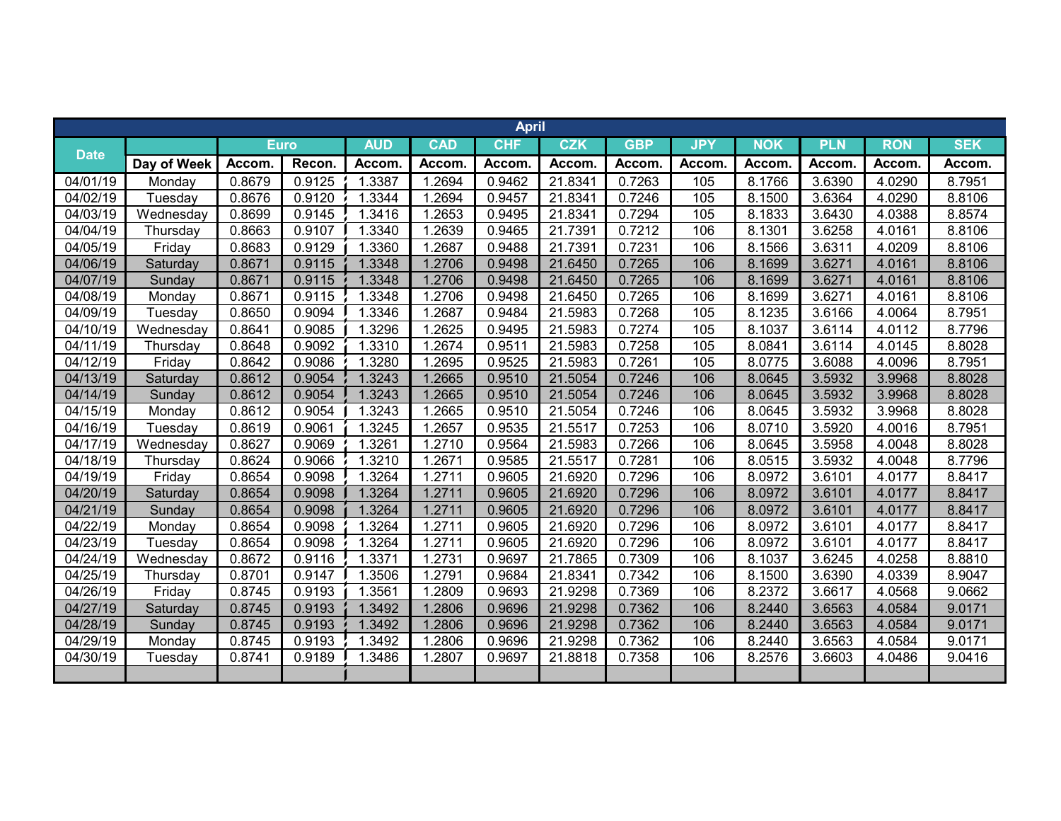| April | | | | | | | | | | | | | |
|---|---|---|---|---|---|---|---|---|---|---|---|---|---|
| Date | | Euro | | AUD | CAD | CHF | CZK | GBP | JPY | NOK | PLN | RON | SEK |
| | Day of Week | Accom. | Recon. | Accom. | Accom. | Accom. | Accom. | Accom. | Accom. | Accom. | Accom. | Accom. | Accom. |
| 04/01/19 | Monday | 0.8679 | 0.9125 | 1.3387 | 1.2694 | 0.9462 | 21.8341 | 0.7263 | 105 | 8.1766 | 3.6390 | 4.0290 | 8.7951 |
| 04/02/19 | Tuesday | 0.8676 | 0.9120 | 1.3344 | 1.2694 | 0.9457 | 21.8341 | 0.7246 | 105 | 8.1500 | 3.6364 | 4.0290 | 8.8106 |
| 04/03/19 | Wednesday | 0.8699 | 0.9145 | 1.3416 | 1.2653 | 0.9495 | 21.8341 | 0.7294 | 105 | 8.1833 | 3.6430 | 4.0388 | 8.8574 |
| 04/04/19 | Thursday | 0.8663 | 0.9107 | 1.3340 | 1.2639 | 0.9465 | 21.7391 | 0.7212 | 106 | 8.1301 | 3.6258 | 4.0161 | 8.8106 |
| 04/05/19 | Friday | 0.8683 | 0.9129 | 1.3360 | 1.2687 | 0.9488 | 21.7391 | 0.7231 | 106 | 8.1566 | 3.6311 | 4.0209 | 8.8106 |
| 04/06/19 | Saturday | 0.8671 | 0.9115 | 1.3348 | 1.2706 | 0.9498 | 21.6450 | 0.7265 | 106 | 8.1699 | 3.6271 | 4.0161 | 8.8106 |
| 04/07/19 | Sunday | 0.8671 | 0.9115 | 1.3348 | 1.2706 | 0.9498 | 21.6450 | 0.7265 | 106 | 8.1699 | 3.6271 | 4.0161 | 8.8106 |
| 04/08/19 | Monday | 0.8671 | 0.9115 | 1.3348 | 1.2706 | 0.9498 | 21.6450 | 0.7265 | 106 | 8.1699 | 3.6271 | 4.0161 | 8.8106 |
| 04/09/19 | Tuesday | 0.8650 | 0.9094 | 1.3346 | 1.2687 | 0.9484 | 21.5983 | 0.7268 | 105 | 8.1235 | 3.6166 | 4.0064 | 8.7951 |
| 04/10/19 | Wednesday | 0.8641 | 0.9085 | 1.3296 | 1.2625 | 0.9495 | 21.5983 | 0.7274 | 105 | 8.1037 | 3.6114 | 4.0112 | 8.7796 |
| 04/11/19 | Thursday | 0.8648 | 0.9092 | 1.3310 | 1.2674 | 0.9511 | 21.5983 | 0.7258 | 105 | 8.0841 | 3.6114 | 4.0145 | 8.8028 |
| 04/12/19 | Friday | 0.8642 | 0.9086 | 1.3280 | 1.2695 | 0.9525 | 21.5983 | 0.7261 | 105 | 8.0775 | 3.6088 | 4.0096 | 8.7951 |
| 04/13/19 | Saturday | 0.8612 | 0.9054 | 1.3243 | 1.2665 | 0.9510 | 21.5054 | 0.7246 | 106 | 8.0645 | 3.5932 | 3.9968 | 8.8028 |
| 04/14/19 | Sunday | 0.8612 | 0.9054 | 1.3243 | 1.2665 | 0.9510 | 21.5054 | 0.7246 | 106 | 8.0645 | 3.5932 | 3.9968 | 8.8028 |
| 04/15/19 | Monday | 0.8612 | 0.9054 | 1.3243 | 1.2665 | 0.9510 | 21.5054 | 0.7246 | 106 | 8.0645 | 3.5932 | 3.9968 | 8.8028 |
| 04/16/19 | Tuesday | 0.8619 | 0.9061 | 1.3245 | 1.2657 | 0.9535 | 21.5517 | 0.7253 | 106 | 8.0710 | 3.5920 | 4.0016 | 8.7951 |
| 04/17/19 | Wednesday | 0.8627 | 0.9069 | 1.3261 | 1.2710 | 0.9564 | 21.5983 | 0.7266 | 106 | 8.0645 | 3.5958 | 4.0048 | 8.8028 |
| 04/18/19 | Thursday | 0.8624 | 0.9066 | 1.3210 | 1.2671 | 0.9585 | 21.5517 | 0.7281 | 106 | 8.0515 | 3.5932 | 4.0048 | 8.7796 |
| 04/19/19 | Friday | 0.8654 | 0.9098 | 1.3264 | 1.2711 | 0.9605 | 21.6920 | 0.7296 | 106 | 8.0972 | 3.6101 | 4.0177 | 8.8417 |
| 04/20/19 | Saturday | 0.8654 | 0.9098 | 1.3264 | 1.2711 | 0.9605 | 21.6920 | 0.7296 | 106 | 8.0972 | 3.6101 | 4.0177 | 8.8417 |
| 04/21/19 | Sunday | 0.8654 | 0.9098 | 1.3264 | 1.2711 | 0.9605 | 21.6920 | 0.7296 | 106 | 8.0972 | 3.6101 | 4.0177 | 8.8417 |
| 04/22/19 | Monday | 0.8654 | 0.9098 | 1.3264 | 1.2711 | 0.9605 | 21.6920 | 0.7296 | 106 | 8.0972 | 3.6101 | 4.0177 | 8.8417 |
| 04/23/19 | Tuesday | 0.8654 | 0.9098 | 1.3264 | 1.2711 | 0.9605 | 21.6920 | 0.7296 | 106 | 8.0972 | 3.6101 | 4.0177 | 8.8417 |
| 04/24/19 | Wednesday | 0.8672 | 0.9116 | 1.3371 | 1.2731 | 0.9697 | 21.7865 | 0.7309 | 106 | 8.1037 | 3.6245 | 4.0258 | 8.8810 |
| 04/25/19 | Thursday | 0.8701 | 0.9147 | 1.3506 | 1.2791 | 0.9684 | 21.8341 | 0.7342 | 106 | 8.1500 | 3.6390 | 4.0339 | 8.9047 |
| 04/26/19 | Friday | 0.8745 | 0.9193 | 1.3561 | 1.2809 | 0.9693 | 21.9298 | 0.7369 | 106 | 8.2372 | 3.6617 | 4.0568 | 9.0662 |
| 04/27/19 | Saturday | 0.8745 | 0.9193 | 1.3492 | 1.2806 | 0.9696 | 21.9298 | 0.7362 | 106 | 8.2440 | 3.6563 | 4.0584 | 9.0171 |
| 04/28/19 | Sunday | 0.8745 | 0.9193 | 1.3492 | 1.2806 | 0.9696 | 21.9298 | 0.7362 | 106 | 8.2440 | 3.6563 | 4.0584 | 9.0171 |
| 04/29/19 | Monday | 0.8745 | 0.9193 | 1.3492 | 1.2806 | 0.9696 | 21.9298 | 0.7362 | 106 | 8.2440 | 3.6563 | 4.0584 | 9.0171 |
| 04/30/19 | Tuesday | 0.8741 | 0.9189 | 1.3486 | 1.2807 | 0.9697 | 21.8818 | 0.7358 | 106 | 8.2576 | 3.6603 | 4.0486 | 9.0416 |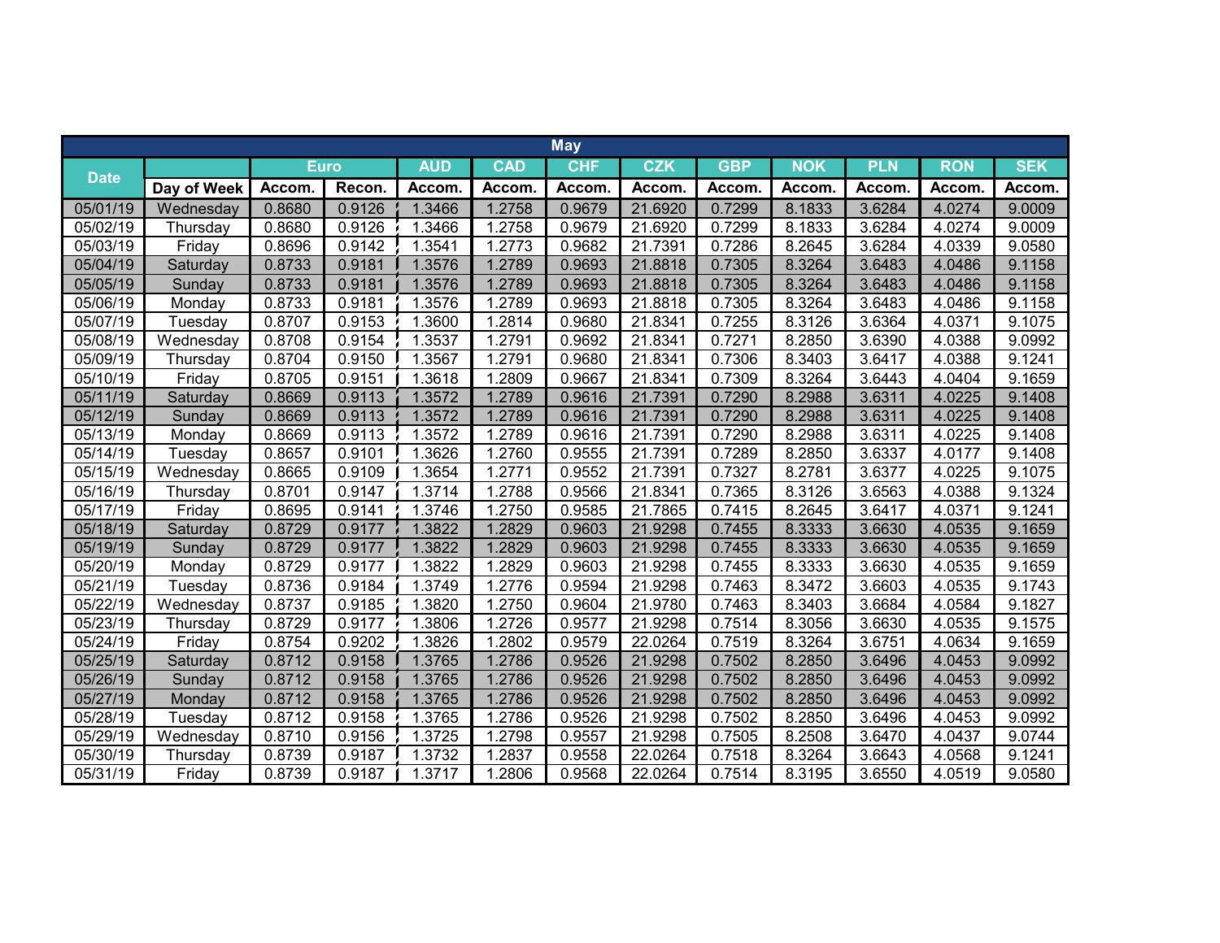| May | | | | | | | | | | | | |
|---|---|---|---|---|---|---|---|---|---|---|---|---|
| Date | | Euro | | AUD | CAD | CHF | CZK | GBP | NOK | PLN | RON | SEK |
| | Day of Week | Accom. | Recon. | Accom. | Accom. | Accom. | Accom. | Accom. | Accom. | Accom. | Accom. | Accom. |
| 05/01/19 | Wednesday | 0.8680 | 0.9126 | 1.3466 | 1.2758 | 0.9679 | 21.6920 | 0.7299 | 8.1833 | 3.6284 | 4.0274 | 9.0009 |
| 05/02/19 | Thursday | 0.8680 | 0.9126 | 1.3466 | 1.2758 | 0.9679 | 21.6920 | 0.7299 | 8.1833 | 3.6284 | 4.0274 | 9.0009 |
| 05/03/19 | Friday | 0.8696 | 0.9142 | 1.3541 | 1.2773 | 0.9682 | 21.7391 | 0.7286 | 8.2645 | 3.6284 | 4.0339 | 9.0580 |
| 05/04/19 | Saturday | 0.8733 | 0.9181 | 1.3576 | 1.2789 | 0.9693 | 21.8818 | 0.7305 | 8.3264 | 3.6483 | 4.0486 | 9.1158 |
| 05/05/19 | Sunday | 0.8733 | 0.9181 | 1.3576 | 1.2789 | 0.9693 | 21.8818 | 0.7305 | 8.3264 | 3.6483 | 4.0486 | 9.1158 |
| 05/06/19 | Monday | 0.8733 | 0.9181 | 1.3576 | 1.2789 | 0.9693 | 21.8818 | 0.7305 | 8.3264 | 3.6483 | 4.0486 | 9.1158 |
| 05/07/19 | Tuesday | 0.8707 | 0.9153 | 1.3600 | 1.2814 | 0.9680 | 21.8341 | 0.7255 | 8.3126 | 3.6364 | 4.0371 | 9.1075 |
| 05/08/19 | Wednesday | 0.8708 | 0.9154 | 1.3537 | 1.2791 | 0.9692 | 21.8341 | 0.7271 | 8.2850 | 3.6390 | 4.0388 | 9.0992 |
| 05/09/19 | Thursday | 0.8704 | 0.9150 | 1.3567 | 1.2791 | 0.9680 | 21.8341 | 0.7306 | 8.3403 | 3.6417 | 4.0388 | 9.1241 |
| 05/10/19 | Friday | 0.8705 | 0.9151 | 1.3618 | 1.2809 | 0.9667 | 21.8341 | 0.7309 | 8.3264 | 3.6443 | 4.0404 | 9.1659 |
| 05/11/19 | Saturday | 0.8669 | 0.9113 | 1.3572 | 1.2789 | 0.9616 | 21.7391 | 0.7290 | 8.2988 | 3.6311 | 4.0225 | 9.1408 |
| 05/12/19 | Sunday | 0.8669 | 0.9113 | 1.3572 | 1.2789 | 0.9616 | 21.7391 | 0.7290 | 8.2988 | 3.6311 | 4.0225 | 9.1408 |
| 05/13/19 | Monday | 0.8669 | 0.9113 | 1.3572 | 1.2789 | 0.9616 | 21.7391 | 0.7290 | 8.2988 | 3.6311 | 4.0225 | 9.1408 |
| 05/14/19 | Tuesday | 0.8657 | 0.9101 | 1.3626 | 1.2760 | 0.9555 | 21.7391 | 0.7289 | 8.2850 | 3.6337 | 4.0177 | 9.1408 |
| 05/15/19 | Wednesday | 0.8665 | 0.9109 | 1.3654 | 1.2771 | 0.9552 | 21.7391 | 0.7327 | 8.2781 | 3.6377 | 4.0225 | 9.1075 |
| 05/16/19 | Thursday | 0.8701 | 0.9147 | 1.3714 | 1.2788 | 0.9566 | 21.8341 | 0.7365 | 8.3126 | 3.6563 | 4.0388 | 9.1324 |
| 05/17/19 | Friday | 0.8695 | 0.9141 | 1.3746 | 1.2750 | 0.9585 | 21.7865 | 0.7415 | 8.2645 | 3.6417 | 4.0371 | 9.1241 |
| 05/18/19 | Saturday | 0.8729 | 0.9177 | 1.3822 | 1.2829 | 0.9603 | 21.9298 | 0.7455 | 8.3333 | 3.6630 | 4.0535 | 9.1659 |
| 05/19/19 | Sunday | 0.8729 | 0.9177 | 1.3822 | 1.2829 | 0.9603 | 21.9298 | 0.7455 | 8.3333 | 3.6630 | 4.0535 | 9.1659 |
| 05/20/19 | Monday | 0.8729 | 0.9177 | 1.3822 | 1.2829 | 0.9603 | 21.9298 | 0.7455 | 8.3333 | 3.6630 | 4.0535 | 9.1659 |
| 05/21/19 | Tuesday | 0.8736 | 0.9184 | 1.3749 | 1.2776 | 0.9594 | 21.9298 | 0.7463 | 8.3472 | 3.6603 | 4.0535 | 9.1743 |
| 05/22/19 | Wednesday | 0.8737 | 0.9185 | 1.3820 | 1.2750 | 0.9604 | 21.9780 | 0.7463 | 8.3403 | 3.6684 | 4.0584 | 9.1827 |
| 05/23/19 | Thursday | 0.8729 | 0.9177 | 1.3806 | 1.2726 | 0.9577 | 21.9298 | 0.7514 | 8.3056 | 3.6630 | 4.0535 | 9.1575 |
| 05/24/19 | Friday | 0.8754 | 0.9202 | 1.3826 | 1.2802 | 0.9579 | 22.0264 | 0.7519 | 8.3264 | 3.6751 | 4.0634 | 9.1659 |
| 05/25/19 | Saturday | 0.8712 | 0.9158 | 1.3765 | 1.2786 | 0.9526 | 21.9298 | 0.7502 | 8.2850 | 3.6496 | 4.0453 | 9.0992 |
| 05/26/19 | Sunday | 0.8712 | 0.9158 | 1.3765 | 1.2786 | 0.9526 | 21.9298 | 0.7502 | 8.2850 | 3.6496 | 4.0453 | 9.0992 |
| 05/27/19 | Monday | 0.8712 | 0.9158 | 1.3765 | 1.2786 | 0.9526 | 21.9298 | 0.7502 | 8.2850 | 3.6496 | 4.0453 | 9.0992 |
| 05/28/19 | Tuesday | 0.8712 | 0.9158 | 1.3765 | 1.2786 | 0.9526 | 21.9298 | 0.7502 | 8.2850 | 3.6496 | 4.0453 | 9.0992 |
| 05/29/19 | Wednesday | 0.8710 | 0.9156 | 1.3725 | 1.2798 | 0.9557 | 21.9298 | 0.7505 | 8.2508 | 3.6470 | 4.0437 | 9.0744 |
| 05/30/19 | Thursday | 0.8739 | 0.9187 | 1.3732 | 1.2837 | 0.9558 | 22.0264 | 0.7518 | 8.3264 | 3.6643 | 4.0568 | 9.1241 |
| 05/31/19 | Friday | 0.8739 | 0.9187 | 1.3717 | 1.2806 | 0.9568 | 22.0264 | 0.7514 | 8.3195 | 3.6550 | 4.0519 | 9.0580 |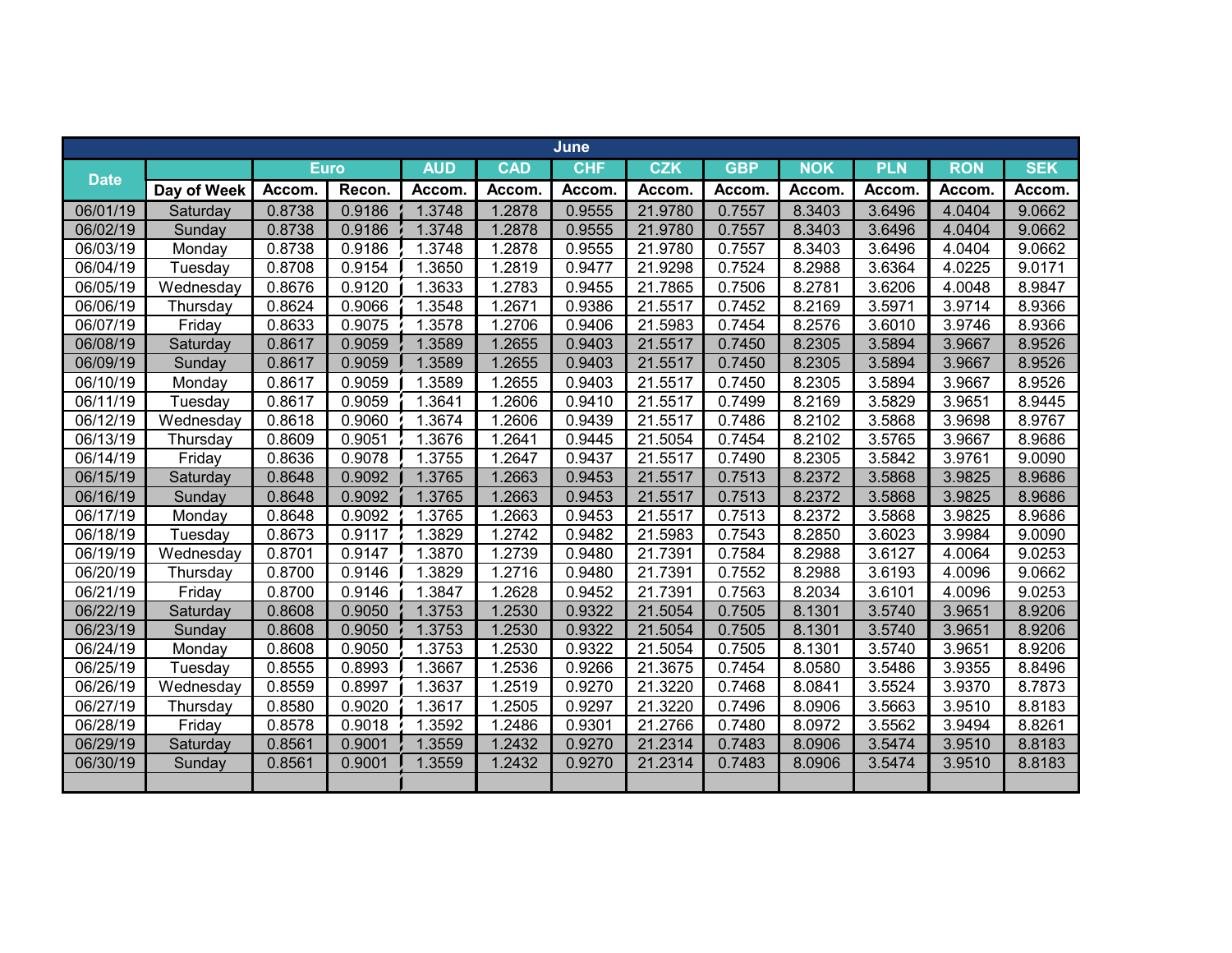| June | | | | | | | | | | | | |
|---|---|---|---|---|---|---|---|---|---|---|---|---|
| Date | | Euro | | AUD | CAD | CHF | CZK | GBP | NOK | PLN | RON | SEK |
| | Day of Week | Accom. | Recon. | Accom. | Accom. | Accom. | Accom. | Accom. | Accom. | Accom. | Accom. | Accom. |
| 06/01/19 | Saturday | 0.8738 | 0.9186 | 1.3748 | 1.2878 | 0.9555 | 21.9780 | 0.7557 | 8.3403 | 3.6496 | 4.0404 | 9.0662 |
| 06/02/19 | Sunday | 0.8738 | 0.9186 | 1.3748 | 1.2878 | 0.9555 | 21.9780 | 0.7557 | 8.3403 | 3.6496 | 4.0404 | 9.0662 |
| 06/03/19 | Monday | 0.8738 | 0.9186 | 1.3748 | 1.2878 | 0.9555 | 21.9780 | 0.7557 | 8.3403 | 3.6496 | 4.0404 | 9.0662 |
| 06/04/19 | Tuesday | 0.8708 | 0.9154 | 1.3650 | 1.2819 | 0.9477 | 21.9298 | 0.7524 | 8.2988 | 3.6364 | 4.0225 | 9.0171 |
| 06/05/19 | Wednesday | 0.8676 | 0.9120 | 1.3633 | 1.2783 | 0.9455 | 21.7865 | 0.7506 | 8.2781 | 3.6206 | 4.0048 | 8.9847 |
| 06/06/19 | Thursday | 0.8624 | 0.9066 | 1.3548 | 1.2671 | 0.9386 | 21.5517 | 0.7452 | 8.2169 | 3.5971 | 3.9714 | 8.9366 |
| 06/07/19 | Friday | 0.8633 | 0.9075 | 1.3578 | 1.2706 | 0.9406 | 21.5983 | 0.7454 | 8.2576 | 3.6010 | 3.9746 | 8.9366 |
| 06/08/19 | Saturday | 0.8617 | 0.9059 | 1.3589 | 1.2655 | 0.9403 | 21.5517 | 0.7450 | 8.2305 | 3.5894 | 3.9667 | 8.9526 |
| 06/09/19 | Sunday | 0.8617 | 0.9059 | 1.3589 | 1.2655 | 0.9403 | 21.5517 | 0.7450 | 8.2305 | 3.5894 | 3.9667 | 8.9526 |
| 06/10/19 | Monday | 0.8617 | 0.9059 | 1.3589 | 1.2655 | 0.9403 | 21.5517 | 0.7450 | 8.2305 | 3.5894 | 3.9667 | 8.9526 |
| 06/11/19 | Tuesday | 0.8617 | 0.9059 | 1.3641 | 1.2606 | 0.9410 | 21.5517 | 0.7499 | 8.2169 | 3.5829 | 3.9651 | 8.9445 |
| 06/12/19 | Wednesday | 0.8618 | 0.9060 | 1.3674 | 1.2606 | 0.9439 | 21.5517 | 0.7486 | 8.2102 | 3.5868 | 3.9698 | 8.9767 |
| 06/13/19 | Thursday | 0.8609 | 0.9051 | 1.3676 | 1.2641 | 0.9445 | 21.5054 | 0.7454 | 8.2102 | 3.5765 | 3.9667 | 8.9686 |
| 06/14/19 | Friday | 0.8636 | 0.9078 | 1.3755 | 1.2647 | 0.9437 | 21.5517 | 0.7490 | 8.2305 | 3.5842 | 3.9761 | 9.0090 |
| 06/15/19 | Saturday | 0.8648 | 0.9092 | 1.3765 | 1.2663 | 0.9453 | 21.5517 | 0.7513 | 8.2372 | 3.5868 | 3.9825 | 8.9686 |
| 06/16/19 | Sunday | 0.8648 | 0.9092 | 1.3765 | 1.2663 | 0.9453 | 21.5517 | 0.7513 | 8.2372 | 3.5868 | 3.9825 | 8.9686 |
| 06/17/19 | Monday | 0.8648 | 0.9092 | 1.3765 | 1.2663 | 0.9453 | 21.5517 | 0.7513 | 8.2372 | 3.5868 | 3.9825 | 8.9686 |
| 06/18/19 | Tuesday | 0.8673 | 0.9117 | 1.3829 | 1.2742 | 0.9482 | 21.5983 | 0.7543 | 8.2850 | 3.6023 | 3.9984 | 9.0090 |
| 06/19/19 | Wednesday | 0.8701 | 0.9147 | 1.3870 | 1.2739 | 0.9480 | 21.7391 | 0.7584 | 8.2988 | 3.6127 | 4.0064 | 9.0253 |
| 06/20/19 | Thursday | 0.8700 | 0.9146 | 1.3829 | 1.2716 | 0.9480 | 21.7391 | 0.7552 | 8.2988 | 3.6193 | 4.0096 | 9.0662 |
| 06/21/19 | Friday | 0.8700 | 0.9146 | 1.3847 | 1.2628 | 0.9452 | 21.7391 | 0.7563 | 8.2034 | 3.6101 | 4.0096 | 9.0253 |
| 06/22/19 | Saturday | 0.8608 | 0.9050 | 1.3753 | 1.2530 | 0.9322 | 21.5054 | 0.7505 | 8.1301 | 3.5740 | 3.9651 | 8.9206 |
| 06/23/19 | Sunday | 0.8608 | 0.9050 | 1.3753 | 1.2530 | 0.9322 | 21.5054 | 0.7505 | 8.1301 | 3.5740 | 3.9651 | 8.9206 |
| 06/24/19 | Monday | 0.8608 | 0.9050 | 1.3753 | 1.2530 | 0.9322 | 21.5054 | 0.7505 | 8.1301 | 3.5740 | 3.9651 | 8.9206 |
| 06/25/19 | Tuesday | 0.8555 | 0.8993 | 1.3667 | 1.2536 | 0.9266 | 21.3675 | 0.7454 | 8.0580 | 3.5486 | 3.9355 | 8.8496 |
| 06/26/19 | Wednesday | 0.8559 | 0.8997 | 1.3637 | 1.2519 | 0.9270 | 21.3220 | 0.7468 | 8.0841 | 3.5524 | 3.9370 | 8.7873 |
| 06/27/19 | Thursday | 0.8580 | 0.9020 | 1.3617 | 1.2505 | 0.9297 | 21.3220 | 0.7496 | 8.0906 | 3.5663 | 3.9510 | 8.8183 |
| 06/28/19 | Friday | 0.8578 | 0.9018 | 1.3592 | 1.2486 | 0.9301 | 21.2766 | 0.7480 | 8.0972 | 3.5562 | 3.9494 | 8.8261 |
| 06/29/19 | Saturday | 0.8561 | 0.9001 | 1.3559 | 1.2432 | 0.9270 | 21.2314 | 0.7483 | 8.0906 | 3.5474 | 3.9510 | 8.8183 |
| 06/30/19 | Sunday | 0.8561 | 0.9001 | 1.3559 | 1.2432 | 0.9270 | 21.2314 | 0.7483 | 8.0906 | 3.5474 | 3.9510 | 8.8183 |
| | | | | | | | | | | | | |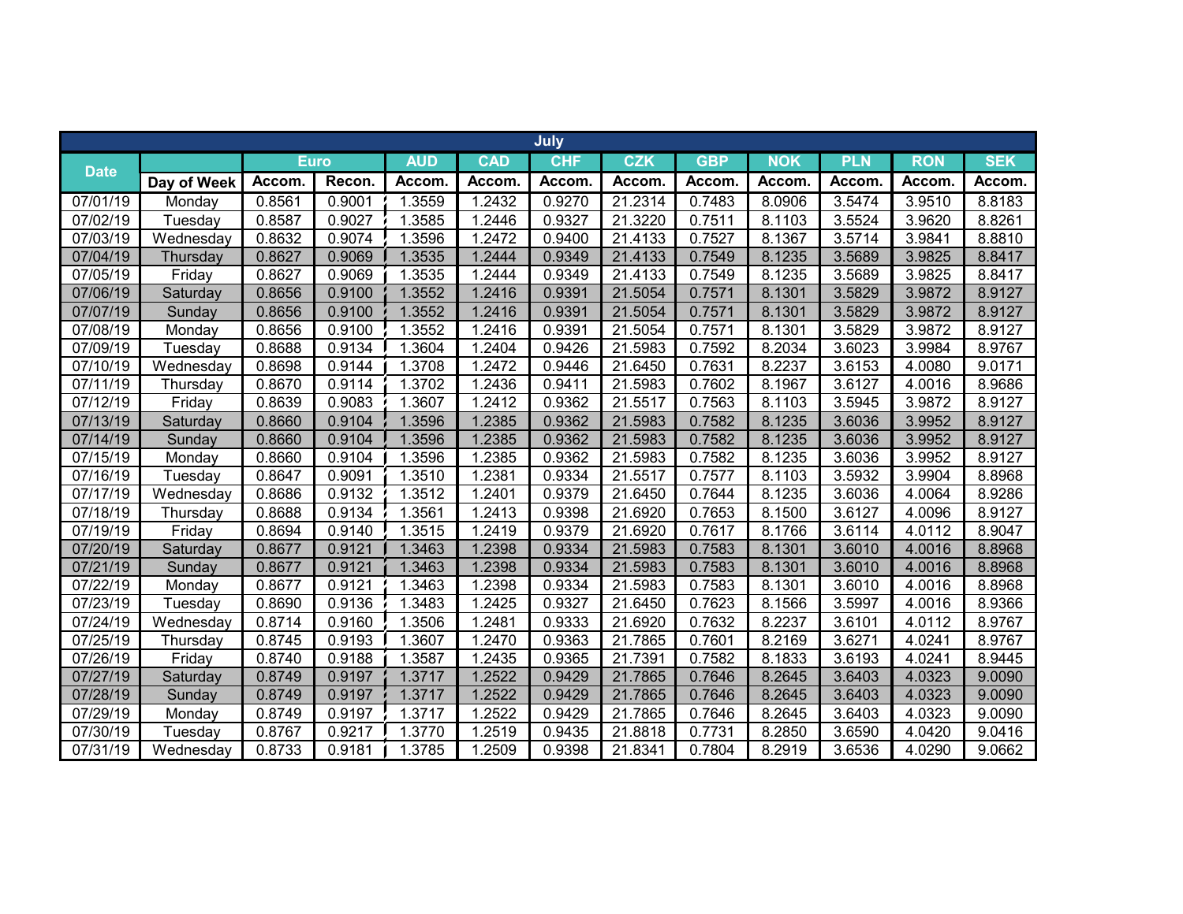| July | | | | | | | | | | | | |
|---|---|---|---|---|---|---|---|---|---|---|---|---|
| Date | | Euro | | AUD | CAD | CHF | CZK | GBP | NOK | PLN | RON | SEK |
| | Day of Week | Accom. | Recon. | Accom. | Accom. | Accom. | Accom. | Accom. | Accom. | Accom. | Accom. | Accom. |
| 07/01/19 | Monday | 0.8561 | 0.9001 | 1.3559 | 1.2432 | 0.9270 | 21.2314 | 0.7483 | 8.0906 | 3.5474 | 3.9510 | 8.8183 |
| 07/02/19 | Tuesday | 0.8587 | 0.9027 | 1.3585 | 1.2446 | 0.9327 | 21.3220 | 0.7511 | 8.1103 | 3.5524 | 3.9620 | 8.8261 |
| 07/03/19 | Wednesday | 0.8632 | 0.9074 | 1.3596 | 1.2472 | 0.9400 | 21.4133 | 0.7527 | 8.1367 | 3.5714 | 3.9841 | 8.8810 |
| 07/04/19 | Thursday | 0.8627 | 0.9069 | 1.3535 | 1.2444 | 0.9349 | 21.4133 | 0.7549 | 8.1235 | 3.5689 | 3.9825 | 8.8417 |
| 07/05/19 | Friday | 0.8627 | 0.9069 | 1.3535 | 1.2444 | 0.9349 | 21.4133 | 0.7549 | 8.1235 | 3.5689 | 3.9825 | 8.8417 |
| 07/06/19 | Saturday | 0.8656 | 0.9100 | 1.3552 | 1.2416 | 0.9391 | 21.5054 | 0.7571 | 8.1301 | 3.5829 | 3.9872 | 8.9127 |
| 07/07/19 | Sunday | 0.8656 | 0.9100 | 1.3552 | 1.2416 | 0.9391 | 21.5054 | 0.7571 | 8.1301 | 3.5829 | 3.9872 | 8.9127 |
| 07/08/19 | Monday | 0.8656 | 0.9100 | 1.3552 | 1.2416 | 0.9391 | 21.5054 | 0.7571 | 8.1301 | 3.5829 | 3.9872 | 8.9127 |
| 07/09/19 | Tuesday | 0.8688 | 0.9134 | 1.3604 | 1.2404 | 0.9426 | 21.5983 | 0.7592 | 8.2034 | 3.6023 | 3.9984 | 8.9767 |
| 07/10/19 | Wednesday | 0.8698 | 0.9144 | 1.3708 | 1.2472 | 0.9446 | 21.6450 | 0.7631 | 8.2237 | 3.6153 | 4.0080 | 9.0171 |
| 07/11/19 | Thursday | 0.8670 | 0.9114 | 1.3702 | 1.2436 | 0.9411 | 21.5983 | 0.7602 | 8.1967 | 3.6127 | 4.0016 | 8.9686 |
| 07/12/19 | Friday | 0.8639 | 0.9083 | 1.3607 | 1.2412 | 0.9362 | 21.5517 | 0.7563 | 8.1103 | 3.5945 | 3.9872 | 8.9127 |
| 07/13/19 | Saturday | 0.8660 | 0.9104 | 1.3596 | 1.2385 | 0.9362 | 21.5983 | 0.7582 | 8.1235 | 3.6036 | 3.9952 | 8.9127 |
| 07/14/19 | Sunday | 0.8660 | 0.9104 | 1.3596 | 1.2385 | 0.9362 | 21.5983 | 0.7582 | 8.1235 | 3.6036 | 3.9952 | 8.9127 |
| 07/15/19 | Monday | 0.8660 | 0.9104 | 1.3596 | 1.2385 | 0.9362 | 21.5983 | 0.7582 | 8.1235 | 3.6036 | 3.9952 | 8.9127 |
| 07/16/19 | Tuesday | 0.8647 | 0.9091 | 1.3510 | 1.2381 | 0.9334 | 21.5517 | 0.7577 | 8.1103 | 3.5932 | 3.9904 | 8.8968 |
| 07/17/19 | Wednesday | 0.8686 | 0.9132 | 1.3512 | 1.2401 | 0.9379 | 21.6450 | 0.7644 | 8.1235 | 3.6036 | 4.0064 | 8.9286 |
| 07/18/19 | Thursday | 0.8688 | 0.9134 | 1.3561 | 1.2413 | 0.9398 | 21.6920 | 0.7653 | 8.1500 | 3.6127 | 4.0096 | 8.9127 |
| 07/19/19 | Friday | 0.8694 | 0.9140 | 1.3515 | 1.2419 | 0.9379 | 21.6920 | 0.7617 | 8.1766 | 3.6114 | 4.0112 | 8.9047 |
| 07/20/19 | Saturday | 0.8677 | 0.9121 | 1.3463 | 1.2398 | 0.9334 | 21.5983 | 0.7583 | 8.1301 | 3.6010 | 4.0016 | 8.8968 |
| 07/21/19 | Sunday | 0.8677 | 0.9121 | 1.3463 | 1.2398 | 0.9334 | 21.5983 | 0.7583 | 8.1301 | 3.6010 | 4.0016 | 8.8968 |
| 07/22/19 | Monday | 0.8677 | 0.9121 | 1.3463 | 1.2398 | 0.9334 | 21.5983 | 0.7583 | 8.1301 | 3.6010 | 4.0016 | 8.8968 |
| 07/23/19 | Tuesday | 0.8690 | 0.9136 | 1.3483 | 1.2425 | 0.9327 | 21.6450 | 0.7623 | 8.1566 | 3.5997 | 4.0016 | 8.9366 |
| 07/24/19 | Wednesday | 0.8714 | 0.9160 | 1.3506 | 1.2481 | 0.9333 | 21.6920 | 0.7632 | 8.2237 | 3.6101 | 4.0112 | 8.9767 |
| 07/25/19 | Thursday | 0.8745 | 0.9193 | 1.3607 | 1.2470 | 0.9363 | 21.7865 | 0.7601 | 8.2169 | 3.6271 | 4.0241 | 8.9767 |
| 07/26/19 | Friday | 0.8740 | 0.9188 | 1.3587 | 1.2435 | 0.9365 | 21.7391 | 0.7582 | 8.1833 | 3.6193 | 4.0241 | 8.9445 |
| 07/27/19 | Saturday | 0.8749 | 0.9197 | 1.3717 | 1.2522 | 0.9429 | 21.7865 | 0.7646 | 8.2645 | 3.6403 | 4.0323 | 9.0090 |
| 07/28/19 | Sunday | 0.8749 | 0.9197 | 1.3717 | 1.2522 | 0.9429 | 21.7865 | 0.7646 | 8.2645 | 3.6403 | 4.0323 | 9.0090 |
| 07/29/19 | Monday | 0.8749 | 0.9197 | 1.3717 | 1.2522 | 0.9429 | 21.7865 | 0.7646 | 8.2645 | 3.6403 | 4.0323 | 9.0090 |
| 07/30/19 | Tuesday | 0.8767 | 0.9217 | 1.3770 | 1.2519 | 0.9435 | 21.8818 | 0.7731 | 8.2850 | 3.6590 | 4.0420 | 9.0416 |
| 07/31/19 | Wednesday | 0.8733 | 0.9181 | 1.3785 | 1.2509 | 0.9398 | 21.8341 | 0.7804 | 8.2919 | 3.6536 | 4.0290 | 9.0662 |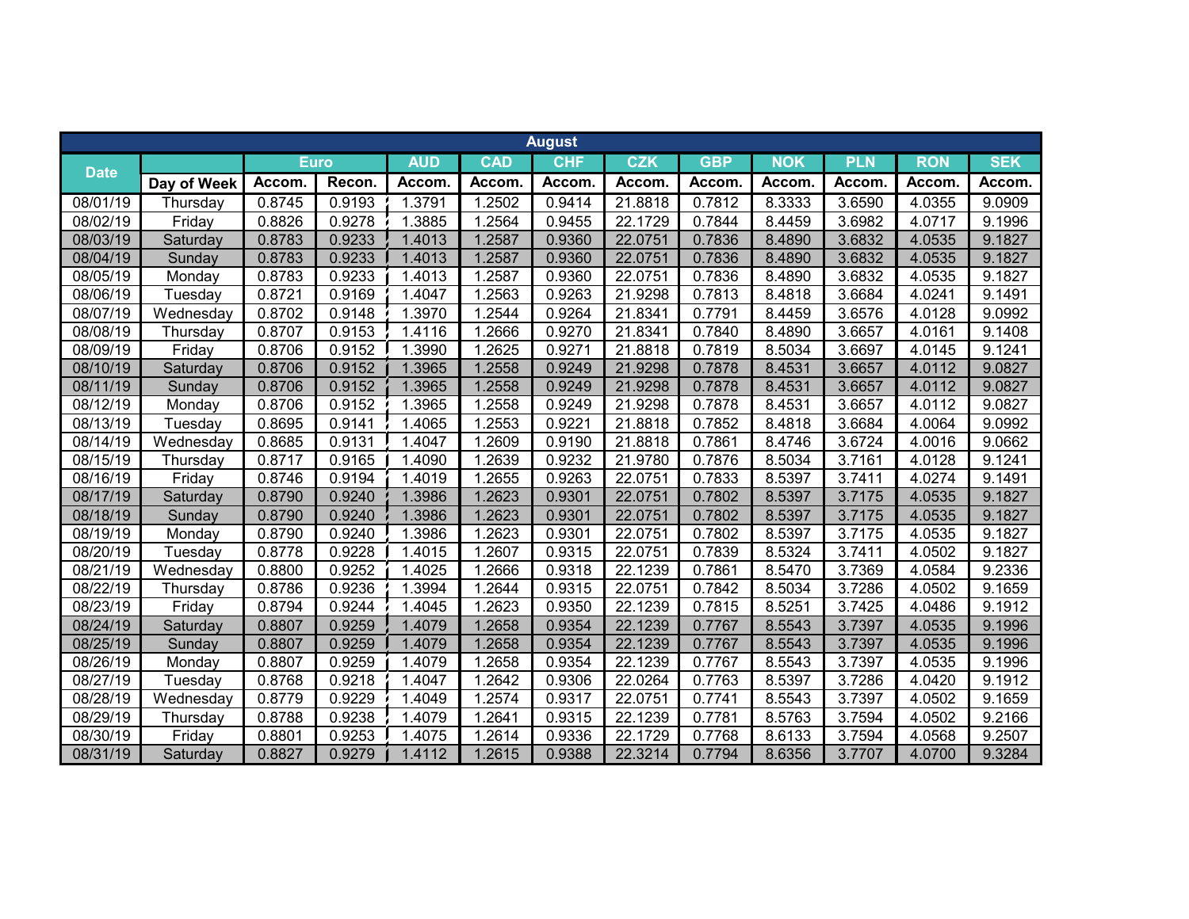| August | | | | | | | | | | | | | |
|---|---|---|---|---|---|---|---|---|---|---|---|---|---|
| Date | | Euro | | AUD | CAD | CHF | CZK | GBP | NOK | PLN | RON | SEK |
| | Day of Week | Accom. | Recon. | Accom. | Accom. | Accom. | Accom. | Accom. | Accom. | Accom. | Accom. | Accom. |
| 08/01/19 | Thursday | 0.8745 | 0.9193 | 1.3791 | 1.2502 | 0.9414 | 21.8818 | 0.7812 | 8.3333 | 3.6590 | 4.0355 | 9.0909 |
| 08/02/19 | Friday | 0.8826 | 0.9278 | 1.3885 | 1.2564 | 0.9455 | 22.1729 | 0.7844 | 8.4459 | 3.6982 | 4.0717 | 9.1996 |
| 08/03/19 | Saturday | 0.8783 | 0.9233 | 1.4013 | 1.2587 | 0.9360 | 22.0751 | 0.7836 | 8.4890 | 3.6832 | 4.0535 | 9.1827 |
| 08/04/19 | Sunday | 0.8783 | 0.9233 | 1.4013 | 1.2587 | 0.9360 | 22.0751 | 0.7836 | 8.4890 | 3.6832 | 4.0535 | 9.1827 |
| 08/05/19 | Monday | 0.8783 | 0.9233 | 1.4013 | 1.2587 | 0.9360 | 22.0751 | 0.7836 | 8.4890 | 3.6832 | 4.0535 | 9.1827 |
| 08/06/19 | Tuesday | 0.8721 | 0.9169 | 1.4047 | 1.2563 | 0.9263 | 21.9298 | 0.7813 | 8.4818 | 3.6684 | 4.0241 | 9.1491 |
| 08/07/19 | Wednesday | 0.8702 | 0.9148 | 1.3970 | 1.2544 | 0.9264 | 21.8341 | 0.7791 | 8.4459 | 3.6576 | 4.0128 | 9.0992 |
| 08/08/19 | Thursday | 0.8707 | 0.9153 | 1.4116 | 1.2666 | 0.9270 | 21.8341 | 0.7840 | 8.4890 | 3.6657 | 4.0161 | 9.1408 |
| 08/09/19 | Friday | 0.8706 | 0.9152 | 1.3990 | 1.2625 | 0.9271 | 21.8818 | 0.7819 | 8.5034 | 3.6697 | 4.0145 | 9.1241 |
| 08/10/19 | Saturday | 0.8706 | 0.9152 | 1.3965 | 1.2558 | 0.9249 | 21.9298 | 0.7878 | 8.4531 | 3.6657 | 4.0112 | 9.0827 |
| 08/11/19 | Sunday | 0.8706 | 0.9152 | 1.3965 | 1.2558 | 0.9249 | 21.9298 | 0.7878 | 8.4531 | 3.6657 | 4.0112 | 9.0827 |
| 08/12/19 | Monday | 0.8706 | 0.9152 | 1.3965 | 1.2558 | 0.9249 | 21.9298 | 0.7878 | 8.4531 | 3.6657 | 4.0112 | 9.0827 |
| 08/13/19 | Tuesday | 0.8695 | 0.9141 | 1.4065 | 1.2553 | 0.9221 | 21.8818 | 0.7852 | 8.4818 | 3.6684 | 4.0064 | 9.0992 |
| 08/14/19 | Wednesday | 0.8685 | 0.9131 | 1.4047 | 1.2609 | 0.9190 | 21.8818 | 0.7861 | 8.4746 | 3.6724 | 4.0016 | 9.0662 |
| 08/15/19 | Thursday | 0.8717 | 0.9165 | 1.4090 | 1.2639 | 0.9232 | 21.9780 | 0.7876 | 8.5034 | 3.7161 | 4.0128 | 9.1241 |
| 08/16/19 | Friday | 0.8746 | 0.9194 | 1.4019 | 1.2655 | 0.9263 | 22.0751 | 0.7833 | 8.5397 | 3.7411 | 4.0274 | 9.1491 |
| 08/17/19 | Saturday | 0.8790 | 0.9240 | 1.3986 | 1.2623 | 0.9301 | 22.0751 | 0.7802 | 8.5397 | 3.7175 | 4.0535 | 9.1827 |
| 08/18/19 | Sunday | 0.8790 | 0.9240 | 1.3986 | 1.2623 | 0.9301 | 22.0751 | 0.7802 | 8.5397 | 3.7175 | 4.0535 | 9.1827 |
| 08/19/19 | Monday | 0.8790 | 0.9240 | 1.3986 | 1.2623 | 0.9301 | 22.0751 | 0.7802 | 8.5397 | 3.7175 | 4.0535 | 9.1827 |
| 08/20/19 | Tuesday | 0.8778 | 0.9228 | 1.4015 | 1.2607 | 0.9315 | 22.0751 | 0.7839 | 8.5324 | 3.7411 | 4.0502 | 9.1827 |
| 08/21/19 | Wednesday | 0.8800 | 0.9252 | 1.4025 | 1.2666 | 0.9318 | 22.1239 | 0.7861 | 8.5470 | 3.7369 | 4.0584 | 9.2336 |
| 08/22/19 | Thursday | 0.8786 | 0.9236 | 1.3994 | 1.2644 | 0.9315 | 22.0751 | 0.7842 | 8.5034 | 3.7286 | 4.0502 | 9.1659 |
| 08/23/19 | Friday | 0.8794 | 0.9244 | 1.4045 | 1.2623 | 0.9350 | 22.1239 | 0.7815 | 8.5251 | 3.7425 | 4.0486 | 9.1912 |
| 08/24/19 | Saturday | 0.8807 | 0.9259 | 1.4079 | 1.2658 | 0.9354 | 22.1239 | 0.7767 | 8.5543 | 3.7397 | 4.0535 | 9.1996 |
| 08/25/19 | Sunday | 0.8807 | 0.9259 | 1.4079 | 1.2658 | 0.9354 | 22.1239 | 0.7767 | 8.5543 | 3.7397 | 4.0535 | 9.1996 |
| 08/26/19 | Monday | 0.8807 | 0.9259 | 1.4079 | 1.2658 | 0.9354 | 22.1239 | 0.7767 | 8.5543 | 3.7397 | 4.0535 | 9.1996 |
| 08/27/19 | Tuesday | 0.8768 | 0.9218 | 1.4047 | 1.2642 | 0.9306 | 22.0264 | 0.7763 | 8.5397 | 3.7286 | 4.0420 | 9.1912 |
| 08/28/19 | Wednesday | 0.8779 | 0.9229 | 1.4049 | 1.2574 | 0.9317 | 22.0751 | 0.7741 | 8.5543 | 3.7397 | 4.0502 | 9.1659 |
| 08/29/19 | Thursday | 0.8788 | 0.9238 | 1.4079 | 1.2641 | 0.9315 | 22.1239 | 0.7781 | 8.5763 | 3.7594 | 4.0502 | 9.2166 |
| 08/30/19 | Friday | 0.8801 | 0.9253 | 1.4075 | 1.2614 | 0.9336 | 22.1729 | 0.7768 | 8.6133 | 3.7594 | 4.0568 | 9.2507 |
| 08/31/19 | Saturday | 0.8827 | 0.9279 | 1.4112 | 1.2615 | 0.9388 | 22.3214 | 0.7794 | 8.6356 | 3.7707 | 4.0700 | 9.3284 |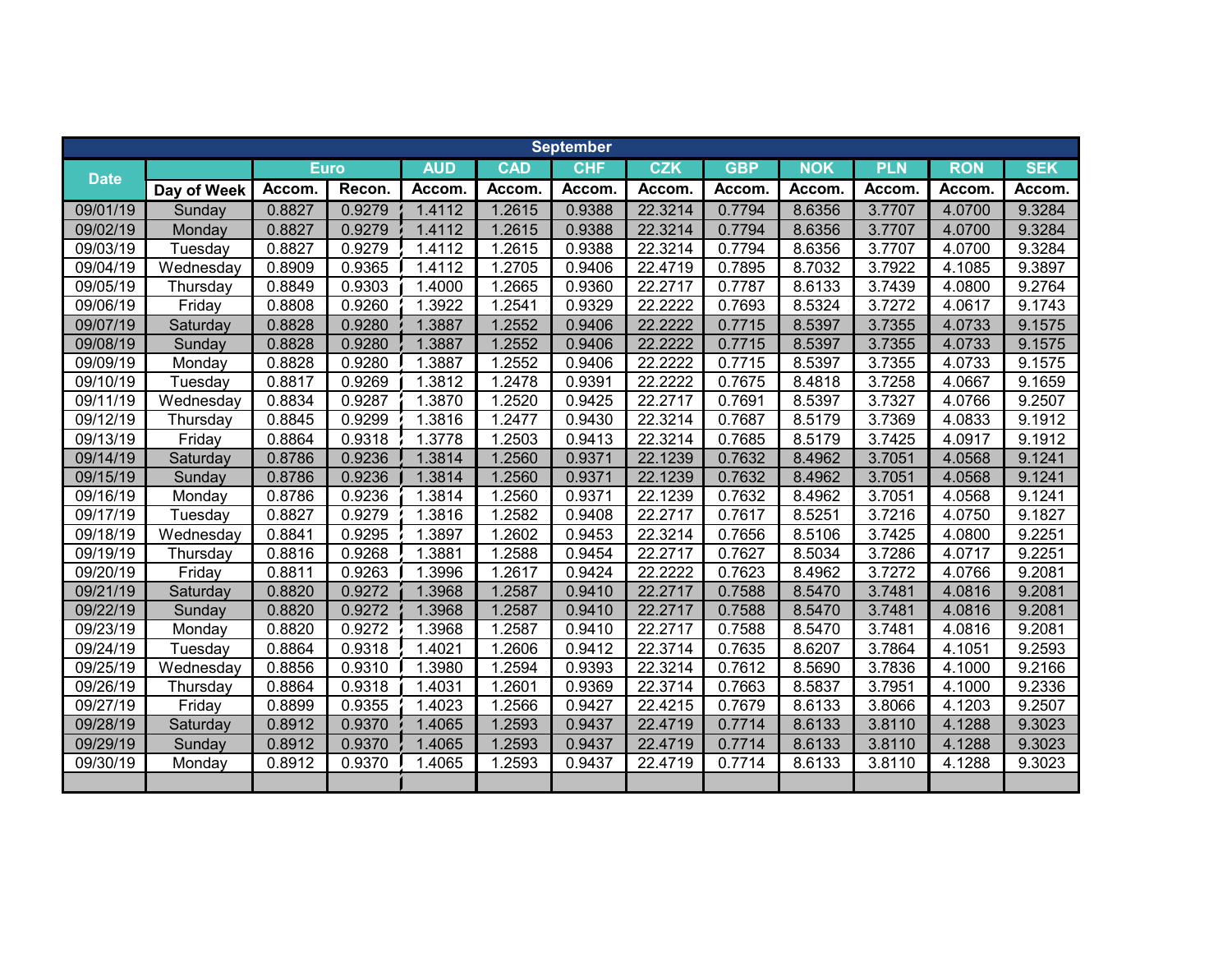| September | | | | | | | | | | | | |
|---|---|---|---|---|---|---|---|---|---|---|---|---|
| Date | | Euro | | AUD | CAD | CHF | CZK | GBP | NOK | PLN | RON | SEK |
| | Day of Week | Accom. | Recon. | Accom. | Accom. | Accom. | Accom. | Accom. | Accom. | Accom. | Accom. | Accom. |
| 09/01/19 | Sunday | 0.8827 | 0.9279 | 1.4112 | 1.2615 | 0.9388 | 22.3214 | 0.7794 | 8.6356 | 3.7707 | 4.0700 | 9.3284 |
| 09/02/19 | Monday | 0.8827 | 0.9279 | 1.4112 | 1.2615 | 0.9388 | 22.3214 | 0.7794 | 8.6356 | 3.7707 | 4.0700 | 9.3284 |
| 09/03/19 | Tuesday | 0.8827 | 0.9279 | 1.4112 | 1.2615 | 0.9388 | 22.3214 | 0.7794 | 8.6356 | 3.7707 | 4.0700 | 9.3284 |
| 09/04/19 | Wednesday | 0.8909 | 0.9365 | 1.4112 | 1.2705 | 0.9406 | 22.4719 | 0.7895 | 8.7032 | 3.7922 | 4.1085 | 9.3897 |
| 09/05/19 | Thursday | 0.8849 | 0.9303 | 1.4000 | 1.2665 | 0.9360 | 22.2717 | 0.7787 | 8.6133 | 3.7439 | 4.0800 | 9.2764 |
| 09/06/19 | Friday | 0.8808 | 0.9260 | 1.3922 | 1.2541 | 0.9329 | 22.2222 | 0.7693 | 8.5324 | 3.7272 | 4.0617 | 9.1743 |
| 09/07/19 | Saturday | 0.8828 | 0.9280 | 1.3887 | 1.2552 | 0.9406 | 22.2222 | 0.7715 | 8.5397 | 3.7355 | 4.0733 | 9.1575 |
| 09/08/19 | Sunday | 0.8828 | 0.9280 | 1.3887 | 1.2552 | 0.9406 | 22.2222 | 0.7715 | 8.5397 | 3.7355 | 4.0733 | 9.1575 |
| 09/09/19 | Monday | 0.8828 | 0.9280 | 1.3887 | 1.2552 | 0.9406 | 22.2222 | 0.7715 | 8.5397 | 3.7355 | 4.0733 | 9.1575 |
| 09/10/19 | Tuesday | 0.8817 | 0.9269 | 1.3812 | 1.2478 | 0.9391 | 22.2222 | 0.7675 | 8.4818 | 3.7258 | 4.0667 | 9.1659 |
| 09/11/19 | Wednesday | 0.8834 | 0.9287 | 1.3870 | 1.2520 | 0.9425 | 22.2717 | 0.7691 | 8.5397 | 3.7327 | 4.0766 | 9.2507 |
| 09/12/19 | Thursday | 0.8845 | 0.9299 | 1.3816 | 1.2477 | 0.9430 | 22.3214 | 0.7687 | 8.5179 | 3.7369 | 4.0833 | 9.1912 |
| 09/13/19 | Friday | 0.8864 | 0.9318 | 1.3778 | 1.2503 | 0.9413 | 22.3214 | 0.7685 | 8.5179 | 3.7425 | 4.0917 | 9.1912 |
| 09/14/19 | Saturday | 0.8786 | 0.9236 | 1.3814 | 1.2560 | 0.9371 | 22.1239 | 0.7632 | 8.4962 | 3.7051 | 4.0568 | 9.1241 |
| 09/15/19 | Sunday | 0.8786 | 0.9236 | 1.3814 | 1.2560 | 0.9371 | 22.1239 | 0.7632 | 8.4962 | 3.7051 | 4.0568 | 9.1241 |
| 09/16/19 | Monday | 0.8786 | 0.9236 | 1.3814 | 1.2560 | 0.9371 | 22.1239 | 0.7632 | 8.4962 | 3.7051 | 4.0568 | 9.1241 |
| 09/17/19 | Tuesday | 0.8827 | 0.9279 | 1.3816 | 1.2582 | 0.9408 | 22.2717 | 0.7617 | 8.5251 | 3.7216 | 4.0750 | 9.1827 |
| 09/18/19 | Wednesday | 0.8841 | 0.9295 | 1.3897 | 1.2602 | 0.9453 | 22.3214 | 0.7656 | 8.5106 | 3.7425 | 4.0800 | 9.2251 |
| 09/19/19 | Thursday | 0.8816 | 0.9268 | 1.3881 | 1.2588 | 0.9454 | 22.2717 | 0.7627 | 8.5034 | 3.7286 | 4.0717 | 9.2251 |
| 09/20/19 | Friday | 0.8811 | 0.9263 | 1.3996 | 1.2617 | 0.9424 | 22.2222 | 0.7623 | 8.4962 | 3.7272 | 4.0766 | 9.2081 |
| 09/21/19 | Saturday | 0.8820 | 0.9272 | 1.3968 | 1.2587 | 0.9410 | 22.2717 | 0.7588 | 8.5470 | 3.7481 | 4.0816 | 9.2081 |
| 09/22/19 | Sunday | 0.8820 | 0.9272 | 1.3968 | 1.2587 | 0.9410 | 22.2717 | 0.7588 | 8.5470 | 3.7481 | 4.0816 | 9.2081 |
| 09/23/19 | Monday | 0.8820 | 0.9272 | 1.3968 | 1.2587 | 0.9410 | 22.2717 | 0.7588 | 8.5470 | 3.7481 | 4.0816 | 9.2081 |
| 09/24/19 | Tuesday | 0.8864 | 0.9318 | 1.4021 | 1.2606 | 0.9412 | 22.3714 | 0.7635 | 8.6207 | 3.7864 | 4.1051 | 9.2593 |
| 09/25/19 | Wednesday | 0.8856 | 0.9310 | 1.3980 | 1.2594 | 0.9393 | 22.3214 | 0.7612 | 8.5690 | 3.7836 | 4.1000 | 9.2166 |
| 09/26/19 | Thursday | 0.8864 | 0.9318 | 1.4031 | 1.2601 | 0.9369 | 22.3714 | 0.7663 | 8.5837 | 3.7951 | 4.1000 | 9.2336 |
| 09/27/19 | Friday | 0.8899 | 0.9355 | 1.4023 | 1.2566 | 0.9427 | 22.4215 | 0.7679 | 8.6133 | 3.8066 | 4.1203 | 9.2507 |
| 09/28/19 | Saturday | 0.8912 | 0.9370 | 1.4065 | 1.2593 | 0.9437 | 22.4719 | 0.7714 | 8.6133 | 3.8110 | 4.1288 | 9.3023 |
| 09/29/19 | Sunday | 0.8912 | 0.9370 | 1.4065 | 1.2593 | 0.9437 | 22.4719 | 0.7714 | 8.6133 | 3.8110 | 4.1288 | 9.3023 |
| 09/30/19 | Monday | 0.8912 | 0.9370 | 1.4065 | 1.2593 | 0.9437 | 22.4719 | 0.7714 | 8.6133 | 3.8110 | 4.1288 | 9.3023 |
| | | | | | | | | | | | | |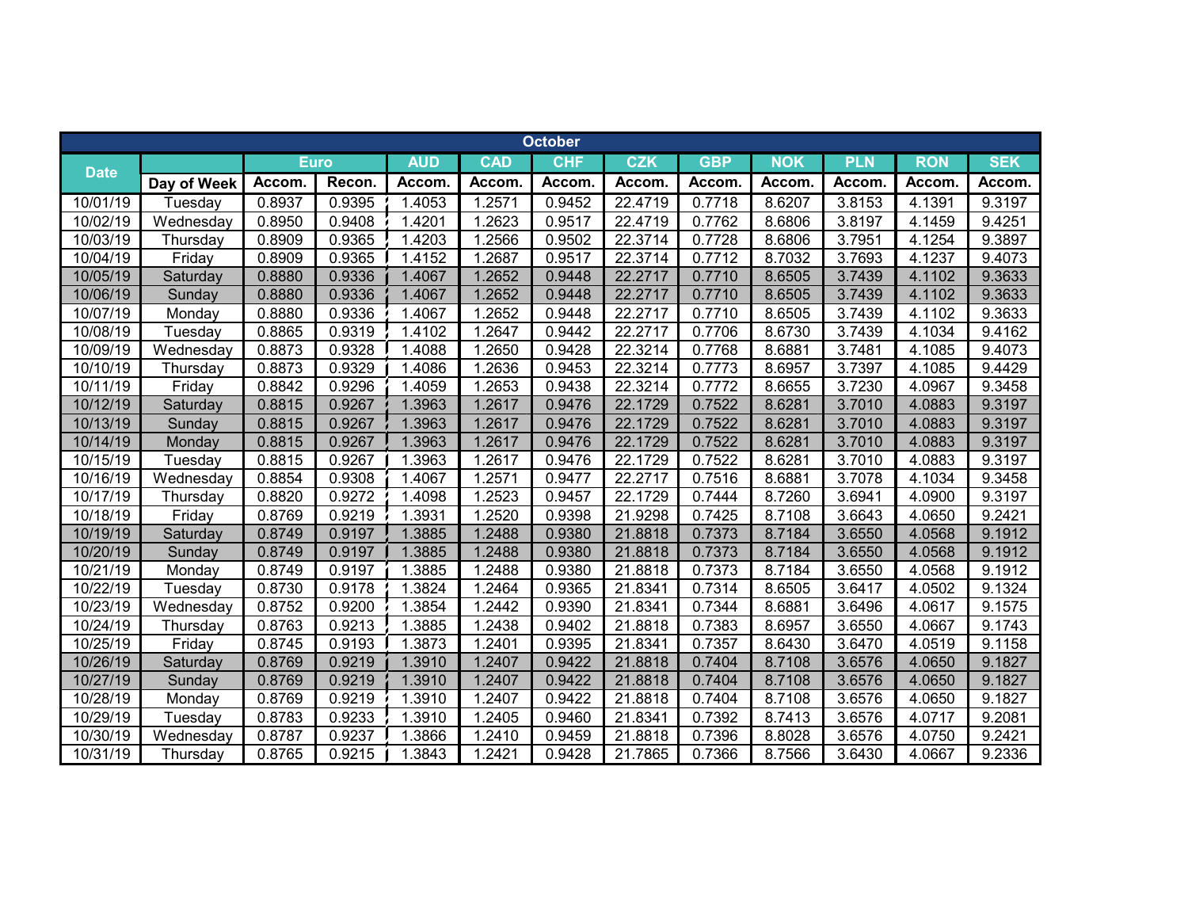| October | | | | | | | | | | | | |
|---|---|---|---|---|---|---|---|---|---|---|---|---|
| Date | | Euro | | AUD | CAD | CHF | CZK | GBP | NOK | PLN | RON | SEK |
| | Day of Week | Accom. | Recon. | Accom. | Accom. | Accom. | Accom. | Accom. | Accom. | Accom. | Accom. | Accom. |
| 10/01/19 | Tuesday | 0.8937 | 0.9395 | 1.4053 | 1.2571 | 0.9452 | 22.4719 | 0.7718 | 8.6207 | 3.8153 | 4.1391 | 9.3197 |
| 10/02/19 | Wednesday | 0.8950 | 0.9408 | 1.4201 | 1.2623 | 0.9517 | 22.4719 | 0.7762 | 8.6806 | 3.8197 | 4.1459 | 9.4251 |
| 10/03/19 | Thursday | 0.8909 | 0.9365 | 1.4203 | 1.2566 | 0.9502 | 22.3714 | 0.7728 | 8.6806 | 3.7951 | 4.1254 | 9.3897 |
| 10/04/19 | Friday | 0.8909 | 0.9365 | 1.4152 | 1.2687 | 0.9517 | 22.3714 | 0.7712 | 8.7032 | 3.7693 | 4.1237 | 9.4073 |
| 10/05/19 | Saturday | 0.8880 | 0.9336 | 1.4067 | 1.2652 | 0.9448 | 22.2717 | 0.7710 | 8.6505 | 3.7439 | 4.1102 | 9.3633 |
| 10/06/19 | Sunday | 0.8880 | 0.9336 | 1.4067 | 1.2652 | 0.9448 | 22.2717 | 0.7710 | 8.6505 | 3.7439 | 4.1102 | 9.3633 |
| 10/07/19 | Monday | 0.8880 | 0.9336 | 1.4067 | 1.2652 | 0.9448 | 22.2717 | 0.7710 | 8.6505 | 3.7439 | 4.1102 | 9.3633 |
| 10/08/19 | Tuesday | 0.8865 | 0.9319 | 1.4102 | 1.2647 | 0.9442 | 22.2717 | 0.7706 | 8.6730 | 3.7439 | 4.1034 | 9.4162 |
| 10/09/19 | Wednesday | 0.8873 | 0.9328 | 1.4088 | 1.2650 | 0.9428 | 22.3214 | 0.7768 | 8.6881 | 3.7481 | 4.1085 | 9.4073 |
| 10/10/19 | Thursday | 0.8873 | 0.9329 | 1.4086 | 1.2636 | 0.9453 | 22.3214 | 0.7773 | 8.6957 | 3.7397 | 4.1085 | 9.4429 |
| 10/11/19 | Friday | 0.8842 | 0.9296 | 1.4059 | 1.2653 | 0.9438 | 22.3214 | 0.7772 | 8.6655 | 3.7230 | 4.0967 | 9.3458 |
| 10/12/19 | Saturday | 0.8815 | 0.9267 | 1.3963 | 1.2617 | 0.9476 | 22.1729 | 0.7522 | 8.6281 | 3.7010 | 4.0883 | 9.3197 |
| 10/13/19 | Sunday | 0.8815 | 0.9267 | 1.3963 | 1.2617 | 0.9476 | 22.1729 | 0.7522 | 8.6281 | 3.7010 | 4.0883 | 9.3197 |
| 10/14/19 | Monday | 0.8815 | 0.9267 | 1.3963 | 1.2617 | 0.9476 | 22.1729 | 0.7522 | 8.6281 | 3.7010 | 4.0883 | 9.3197 |
| 10/15/19 | Tuesday | 0.8815 | 0.9267 | 1.3963 | 1.2617 | 0.9476 | 22.1729 | 0.7522 | 8.6281 | 3.7010 | 4.0883 | 9.3197 |
| 10/16/19 | Wednesday | 0.8854 | 0.9308 | 1.4067 | 1.2571 | 0.9477 | 22.2717 | 0.7516 | 8.6881 | 3.7078 | 4.1034 | 9.3458 |
| 10/17/19 | Thursday | 0.8820 | 0.9272 | 1.4098 | 1.2523 | 0.9457 | 22.1729 | 0.7444 | 8.7260 | 3.6941 | 4.0900 | 9.3197 |
| 10/18/19 | Friday | 0.8769 | 0.9219 | 1.3931 | 1.2520 | 0.9398 | 21.9298 | 0.7425 | 8.7108 | 3.6643 | 4.0650 | 9.2421 |
| 10/19/19 | Saturday | 0.8749 | 0.9197 | 1.3885 | 1.2488 | 0.9380 | 21.8818 | 0.7373 | 8.7184 | 3.6550 | 4.0568 | 9.1912 |
| 10/20/19 | Sunday | 0.8749 | 0.9197 | 1.3885 | 1.2488 | 0.9380 | 21.8818 | 0.7373 | 8.7184 | 3.6550 | 4.0568 | 9.1912 |
| 10/21/19 | Monday | 0.8749 | 0.9197 | 1.3885 | 1.2488 | 0.9380 | 21.8818 | 0.7373 | 8.7184 | 3.6550 | 4.0568 | 9.1912 |
| 10/22/19 | Tuesday | 0.8730 | 0.9178 | 1.3824 | 1.2464 | 0.9365 | 21.8341 | 0.7314 | 8.6505 | 3.6417 | 4.0502 | 9.1324 |
| 10/23/19 | Wednesday | 0.8752 | 0.9200 | 1.3854 | 1.2442 | 0.9390 | 21.8341 | 0.7344 | 8.6881 | 3.6496 | 4.0617 | 9.1575 |
| 10/24/19 | Thursday | 0.8763 | 0.9213 | 1.3885 | 1.2438 | 0.9402 | 21.8818 | 0.7383 | 8.6957 | 3.6550 | 4.0667 | 9.1743 |
| 10/25/19 | Friday | 0.8745 | 0.9193 | 1.3873 | 1.2401 | 0.9395 | 21.8341 | 0.7357 | 8.6430 | 3.6470 | 4.0519 | 9.1158 |
| 10/26/19 | Saturday | 0.8769 | 0.9219 | 1.3910 | 1.2407 | 0.9422 | 21.8818 | 0.7404 | 8.7108 | 3.6576 | 4.0650 | 9.1827 |
| 10/27/19 | Sunday | 0.8769 | 0.9219 | 1.3910 | 1.2407 | 0.9422 | 21.8818 | 0.7404 | 8.7108 | 3.6576 | 4.0650 | 9.1827 |
| 10/28/19 | Monday | 0.8769 | 0.9219 | 1.3910 | 1.2407 | 0.9422 | 21.8818 | 0.7404 | 8.7108 | 3.6576 | 4.0650 | 9.1827 |
| 10/29/19 | Tuesday | 0.8783 | 0.9233 | 1.3910 | 1.2405 | 0.9460 | 21.8341 | 0.7392 | 8.7413 | 3.6576 | 4.0717 | 9.2081 |
| 10/30/19 | Wednesday | 0.8787 | 0.9237 | 1.3866 | 1.2410 | 0.9459 | 21.8818 | 0.7396 | 8.8028 | 3.6576 | 4.0750 | 9.2421 |
| 10/31/19 | Thursday | 0.8765 | 0.9215 | 1.3843 | 1.2421 | 0.9428 | 21.7865 | 0.7366 | 8.7566 | 3.6430 | 4.0667 | 9.2336 |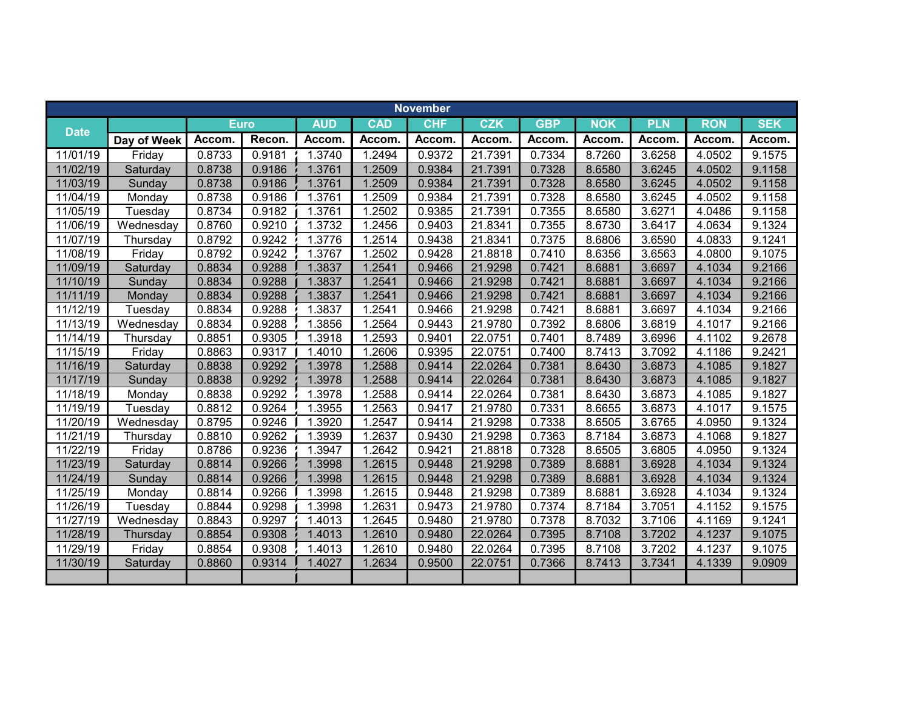| November | | | | | | | | | | | | |
|---|---|---|---|---|---|---|---|---|---|---|---|---|
| Date | | Euro | | AUD | CAD | CHF | CZK | GBP | NOK | PLN | RON | SEK |
| | Day of Week | Accom. | Recon. | Accom. | Accom. | Accom. | Accom. | Accom. | Accom. | Accom. | Accom. | Accom. |
| 11/01/19 | Friday | 0.8733 | 0.9181 | 1.3740 | 1.2494 | 0.9372 | 21.7391 | 0.7334 | 8.7260 | 3.6258 | 4.0502 | 9.1575 |
| 11/02/19 | Saturday | 0.8738 | 0.9186 | 1.3761 | 1.2509 | 0.9384 | 21.7391 | 0.7328 | 8.6580 | 3.6245 | 4.0502 | 9.1158 |
| 11/03/19 | Sunday | 0.8738 | 0.9186 | 1.3761 | 1.2509 | 0.9384 | 21.7391 | 0.7328 | 8.6580 | 3.6245 | 4.0502 | 9.1158 |
| 11/04/19 | Monday | 0.8738 | 0.9186 | 1.3761 | 1.2509 | 0.9384 | 21.7391 | 0.7328 | 8.6580 | 3.6245 | 4.0502 | 9.1158 |
| 11/05/19 | Tuesday | 0.8734 | 0.9182 | 1.3761 | 1.2502 | 0.9385 | 21.7391 | 0.7355 | 8.6580 | 3.6271 | 4.0486 | 9.1158 |
| 11/06/19 | Wednesday | 0.8760 | 0.9210 | 1.3732 | 1.2456 | 0.9403 | 21.8341 | 0.7355 | 8.6730 | 3.6417 | 4.0634 | 9.1324 |
| 11/07/19 | Thursday | 0.8792 | 0.9242 | 1.3776 | 1.2514 | 0.9438 | 21.8341 | 0.7375 | 8.6806 | 3.6590 | 4.0833 | 9.1241 |
| 11/08/19 | Friday | 0.8792 | 0.9242 | 1.3767 | 1.2502 | 0.9428 | 21.8818 | 0.7410 | 8.6356 | 3.6563 | 4.0800 | 9.1075 |
| 11/09/19 | Saturday | 0.8834 | 0.9288 | 1.3837 | 1.2541 | 0.9466 | 21.9298 | 0.7421 | 8.6881 | 3.6697 | 4.1034 | 9.2166 |
| 11/10/19 | Sunday | 0.8834 | 0.9288 | 1.3837 | 1.2541 | 0.9466 | 21.9298 | 0.7421 | 8.6881 | 3.6697 | 4.1034 | 9.2166 |
| 11/11/19 | Monday | 0.8834 | 0.9288 | 1.3837 | 1.2541 | 0.9466 | 21.9298 | 0.7421 | 8.6881 | 3.6697 | 4.1034 | 9.2166 |
| 11/12/19 | Tuesday | 0.8834 | 0.9288 | 1.3837 | 1.2541 | 0.9466 | 21.9298 | 0.7421 | 8.6881 | 3.6697 | 4.1034 | 9.2166 |
| 11/13/19 | Wednesday | 0.8834 | 0.9288 | 1.3856 | 1.2564 | 0.9443 | 21.9780 | 0.7392 | 8.6806 | 3.6819 | 4.1017 | 9.2166 |
| 11/14/19 | Thursday | 0.8851 | 0.9305 | 1.3918 | 1.2593 | 0.9401 | 22.0751 | 0.7401 | 8.7489 | 3.6996 | 4.1102 | 9.2678 |
| 11/15/19 | Friday | 0.8863 | 0.9317 | 1.4010 | 1.2606 | 0.9395 | 22.0751 | 0.7400 | 8.7413 | 3.7092 | 4.1186 | 9.2421 |
| 11/16/19 | Saturday | 0.8838 | 0.9292 | 1.3978 | 1.2588 | 0.9414 | 22.0264 | 0.7381 | 8.6430 | 3.6873 | 4.1085 | 9.1827 |
| 11/17/19 | Sunday | 0.8838 | 0.9292 | 1.3978 | 1.2588 | 0.9414 | 22.0264 | 0.7381 | 8.6430 | 3.6873 | 4.1085 | 9.1827 |
| 11/18/19 | Monday | 0.8838 | 0.9292 | 1.3978 | 1.2588 | 0.9414 | 22.0264 | 0.7381 | 8.6430 | 3.6873 | 4.1085 | 9.1827 |
| 11/19/19 | Tuesday | 0.8812 | 0.9264 | 1.3955 | 1.2563 | 0.9417 | 21.9780 | 0.7331 | 8.6655 | 3.6873 | 4.1017 | 9.1575 |
| 11/20/19 | Wednesday | 0.8795 | 0.9246 | 1.3920 | 1.2547 | 0.9414 | 21.9298 | 0.7338 | 8.6505 | 3.6765 | 4.0950 | 9.1324 |
| 11/21/19 | Thursday | 0.8810 | 0.9262 | 1.3939 | 1.2637 | 0.9430 | 21.9298 | 0.7363 | 8.7184 | 3.6873 | 4.1068 | 9.1827 |
| 11/22/19 | Friday | 0.8786 | 0.9236 | 1.3947 | 1.2642 | 0.9421 | 21.8818 | 0.7328 | 8.6505 | 3.6805 | 4.0950 | 9.1324 |
| 11/23/19 | Saturday | 0.8814 | 0.9266 | 1.3998 | 1.2615 | 0.9448 | 21.9298 | 0.7389 | 8.6881 | 3.6928 | 4.1034 | 9.1324 |
| 11/24/19 | Sunday | 0.8814 | 0.9266 | 1.3998 | 1.2615 | 0.9448 | 21.9298 | 0.7389 | 8.6881 | 3.6928 | 4.1034 | 9.1324 |
| 11/25/19 | Monday | 0.8814 | 0.9266 | 1.3998 | 1.2615 | 0.9448 | 21.9298 | 0.7389 | 8.6881 | 3.6928 | 4.1034 | 9.1324 |
| 11/26/19 | Tuesday | 0.8844 | 0.9298 | 1.3998 | 1.2631 | 0.9473 | 21.9780 | 0.7374 | 8.7184 | 3.7051 | 4.1152 | 9.1575 |
| 11/27/19 | Wednesday | 0.8843 | 0.9297 | 1.4013 | 1.2645 | 0.9480 | 21.9780 | 0.7378 | 8.7032 | 3.7106 | 4.1169 | 9.1241 |
| 11/28/19 | Thursday | 0.8854 | 0.9308 | 1.4013 | 1.2610 | 0.9480 | 22.0264 | 0.7395 | 8.7108 | 3.7202 | 4.1237 | 9.1075 |
| 11/29/19 | Friday | 0.8854 | 0.9308 | 1.4013 | 1.2610 | 0.9480 | 22.0264 | 0.7395 | 8.7108 | 3.7202 | 4.1237 | 9.1075 |
| 11/30/19 | Saturday | 0.8860 | 0.9314 | 1.4027 | 1.2634 | 0.9500 | 22.0751 | 0.7366 | 8.7413 | 3.7341 | 4.1339 | 9.0909 |
| | | | | | | | | | | | | |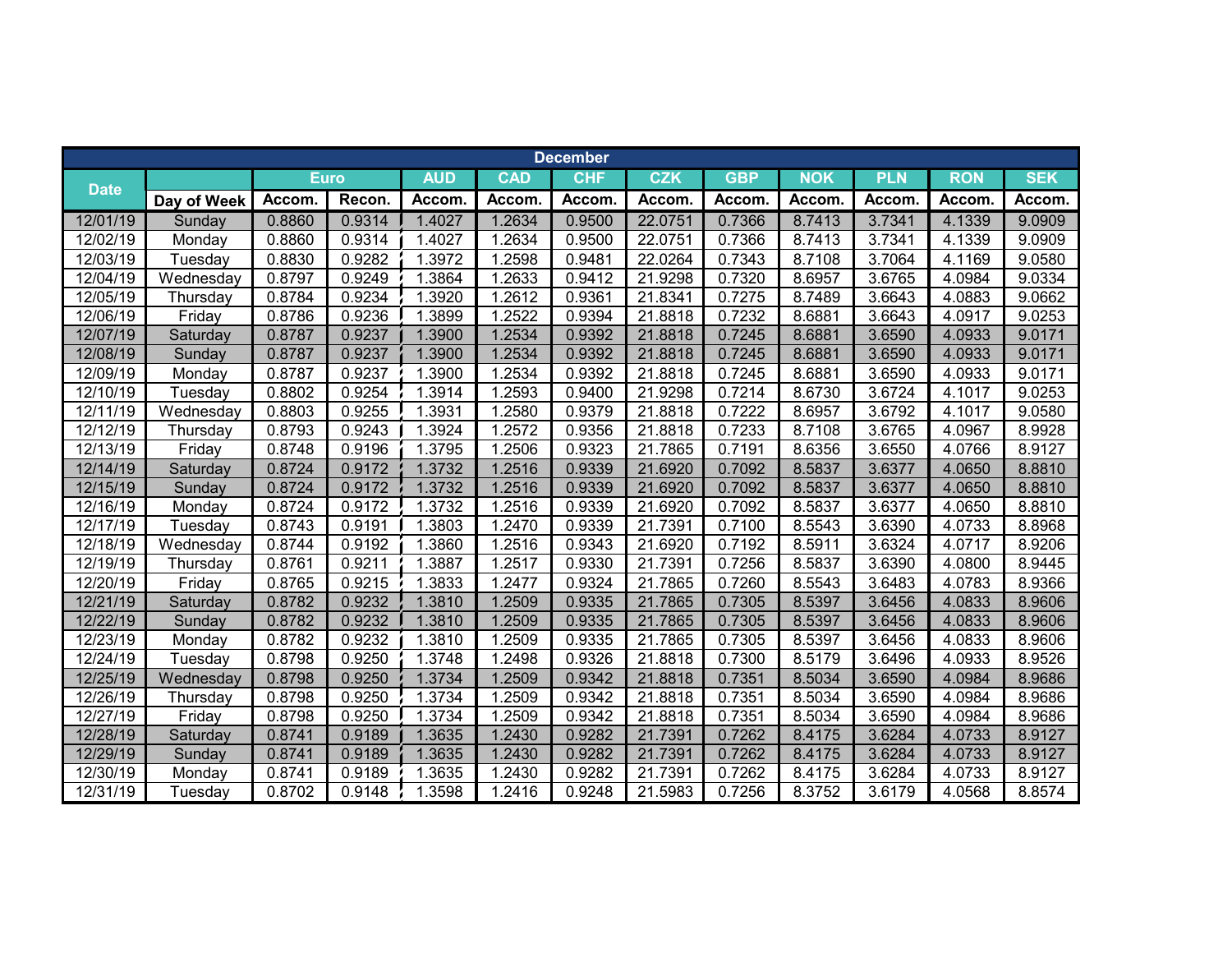| December | | | | | | | | | | | | |
|---|---|---|---|---|---|---|---|---|---|---|---|---|
| Date | | Euro | | AUD | CAD | CHF | CZK | GBP | NOK | PLN | RON | SEK |
| | Day of Week | Accom. | Recon. | Accom. | Accom. | Accom. | Accom. | Accom. | Accom. | Accom. | Accom. | Accom. |
| 12/01/19 | Sunday | 0.8860 | 0.9314 | 1.4027 | 1.2634 | 0.9500 | 22.0751 | 0.7366 | 8.7413 | 3.7341 | 4.1339 | 9.0909 |
| 12/02/19 | Monday | 0.8860 | 0.9314 | 1.4027 | 1.2634 | 0.9500 | 22.0751 | 0.7366 | 8.7413 | 3.7341 | 4.1339 | 9.0909 |
| 12/03/19 | Tuesday | 0.8830 | 0.9282 | 1.3972 | 1.2598 | 0.9481 | 22.0264 | 0.7343 | 8.7108 | 3.7064 | 4.1169 | 9.0580 |
| 12/04/19 | Wednesday | 0.8797 | 0.9249 | 1.3864 | 1.2633 | 0.9412 | 21.9298 | 0.7320 | 8.6957 | 3.6765 | 4.0984 | 9.0334 |
| 12/05/19 | Thursday | 0.8784 | 0.9234 | 1.3920 | 1.2612 | 0.9361 | 21.8341 | 0.7275 | 8.7489 | 3.6643 | 4.0883 | 9.0662 |
| 12/06/19 | Friday | 0.8786 | 0.9236 | 1.3899 | 1.2522 | 0.9394 | 21.8818 | 0.7232 | 8.6881 | 3.6643 | 4.0917 | 9.0253 |
| 12/07/19 | Saturday | 0.8787 | 0.9237 | 1.3900 | 1.2534 | 0.9392 | 21.8818 | 0.7245 | 8.6881 | 3.6590 | 4.0933 | 9.0171 |
| 12/08/19 | Sunday | 0.8787 | 0.9237 | 1.3900 | 1.2534 | 0.9392 | 21.8818 | 0.7245 | 8.6881 | 3.6590 | 4.0933 | 9.0171 |
| 12/09/19 | Monday | 0.8787 | 0.9237 | 1.3900 | 1.2534 | 0.9392 | 21.8818 | 0.7245 | 8.6881 | 3.6590 | 4.0933 | 9.0171 |
| 12/10/19 | Tuesday | 0.8802 | 0.9254 | 1.3914 | 1.2593 | 0.9400 | 21.9298 | 0.7214 | 8.6730 | 3.6724 | 4.1017 | 9.0253 |
| 12/11/19 | Wednesday | 0.8803 | 0.9255 | 1.3931 | 1.2580 | 0.9379 | 21.8818 | 0.7222 | 8.6957 | 3.6792 | 4.1017 | 9.0580 |
| 12/12/19 | Thursday | 0.8793 | 0.9243 | 1.3924 | 1.2572 | 0.9356 | 21.8818 | 0.7233 | 8.7108 | 3.6765 | 4.0967 | 8.9928 |
| 12/13/19 | Friday | 0.8748 | 0.9196 | 1.3795 | 1.2506 | 0.9323 | 21.7865 | 0.7191 | 8.6356 | 3.6550 | 4.0766 | 8.9127 |
| 12/14/19 | Saturday | 0.8724 | 0.9172 | 1.3732 | 1.2516 | 0.9339 | 21.6920 | 0.7092 | 8.5837 | 3.6377 | 4.0650 | 8.8810 |
| 12/15/19 | Sunday | 0.8724 | 0.9172 | 1.3732 | 1.2516 | 0.9339 | 21.6920 | 0.7092 | 8.5837 | 3.6377 | 4.0650 | 8.8810 |
| 12/16/19 | Monday | 0.8724 | 0.9172 | 1.3732 | 1.2516 | 0.9339 | 21.6920 | 0.7092 | 8.5837 | 3.6377 | 4.0650 | 8.8810 |
| 12/17/19 | Tuesday | 0.8743 | 0.9191 | 1.3803 | 1.2470 | 0.9339 | 21.7391 | 0.7100 | 8.5543 | 3.6390 | 4.0733 | 8.8968 |
| 12/18/19 | Wednesday | 0.8744 | 0.9192 | 1.3860 | 1.2516 | 0.9343 | 21.6920 | 0.7192 | 8.5911 | 3.6324 | 4.0717 | 8.9206 |
| 12/19/19 | Thursday | 0.8761 | 0.9211 | 1.3887 | 1.2517 | 0.9330 | 21.7391 | 0.7256 | 8.5837 | 3.6390 | 4.0800 | 8.9445 |
| 12/20/19 | Friday | 0.8765 | 0.9215 | 1.3833 | 1.2477 | 0.9324 | 21.7865 | 0.7260 | 8.5543 | 3.6483 | 4.0783 | 8.9366 |
| 12/21/19 | Saturday | 0.8782 | 0.9232 | 1.3810 | 1.2509 | 0.9335 | 21.7865 | 0.7305 | 8.5397 | 3.6456 | 4.0833 | 8.9606 |
| 12/22/19 | Sunday | 0.8782 | 0.9232 | 1.3810 | 1.2509 | 0.9335 | 21.7865 | 0.7305 | 8.5397 | 3.6456 | 4.0833 | 8.9606 |
| 12/23/19 | Monday | 0.8782 | 0.9232 | 1.3810 | 1.2509 | 0.9335 | 21.7865 | 0.7305 | 8.5397 | 3.6456 | 4.0833 | 8.9606 |
| 12/24/19 | Tuesday | 0.8798 | 0.9250 | 1.3748 | 1.2498 | 0.9326 | 21.8818 | 0.7300 | 8.5179 | 3.6496 | 4.0933 | 8.9526 |
| 12/25/19 | Wednesday | 0.8798 | 0.9250 | 1.3734 | 1.2509 | 0.9342 | 21.8818 | 0.7351 | 8.5034 | 3.6590 | 4.0984 | 8.9686 |
| 12/26/19 | Thursday | 0.8798 | 0.9250 | 1.3734 | 1.2509 | 0.9342 | 21.8818 | 0.7351 | 8.5034 | 3.6590 | 4.0984 | 8.9686 |
| 12/27/19 | Friday | 0.8798 | 0.9250 | 1.3734 | 1.2509 | 0.9342 | 21.8818 | 0.7351 | 8.5034 | 3.6590 | 4.0984 | 8.9686 |
| 12/28/19 | Saturday | 0.8741 | 0.9189 | 1.3635 | 1.2430 | 0.9282 | 21.7391 | 0.7262 | 8.4175 | 3.6284 | 4.0733 | 8.9127 |
| 12/29/19 | Sunday | 0.8741 | 0.9189 | 1.3635 | 1.2430 | 0.9282 | 21.7391 | 0.7262 | 8.4175 | 3.6284 | 4.0733 | 8.9127 |
| 12/30/19 | Monday | 0.8741 | 0.9189 | 1.3635 | 1.2430 | 0.9282 | 21.7391 | 0.7262 | 8.4175 | 3.6284 | 4.0733 | 8.9127 |
| 12/31/19 | Tuesday | 0.8702 | 0.9148 | 1.3598 | 1.2416 | 0.9248 | 21.5983 | 0.7256 | 8.3752 | 3.6179 | 4.0568 | 8.8574 |